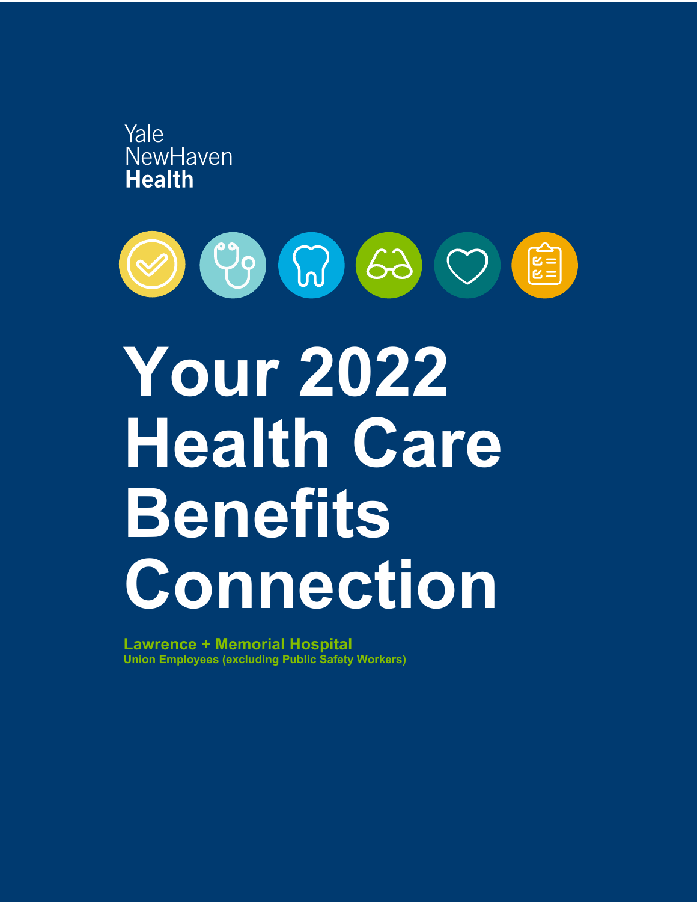Yale
NewHaven
**Health**

# Your 2022 Health Care Benefits Connection

**Lawrence + Memorial Hospital**
**Union Employees (excluding Public Safety Workers)**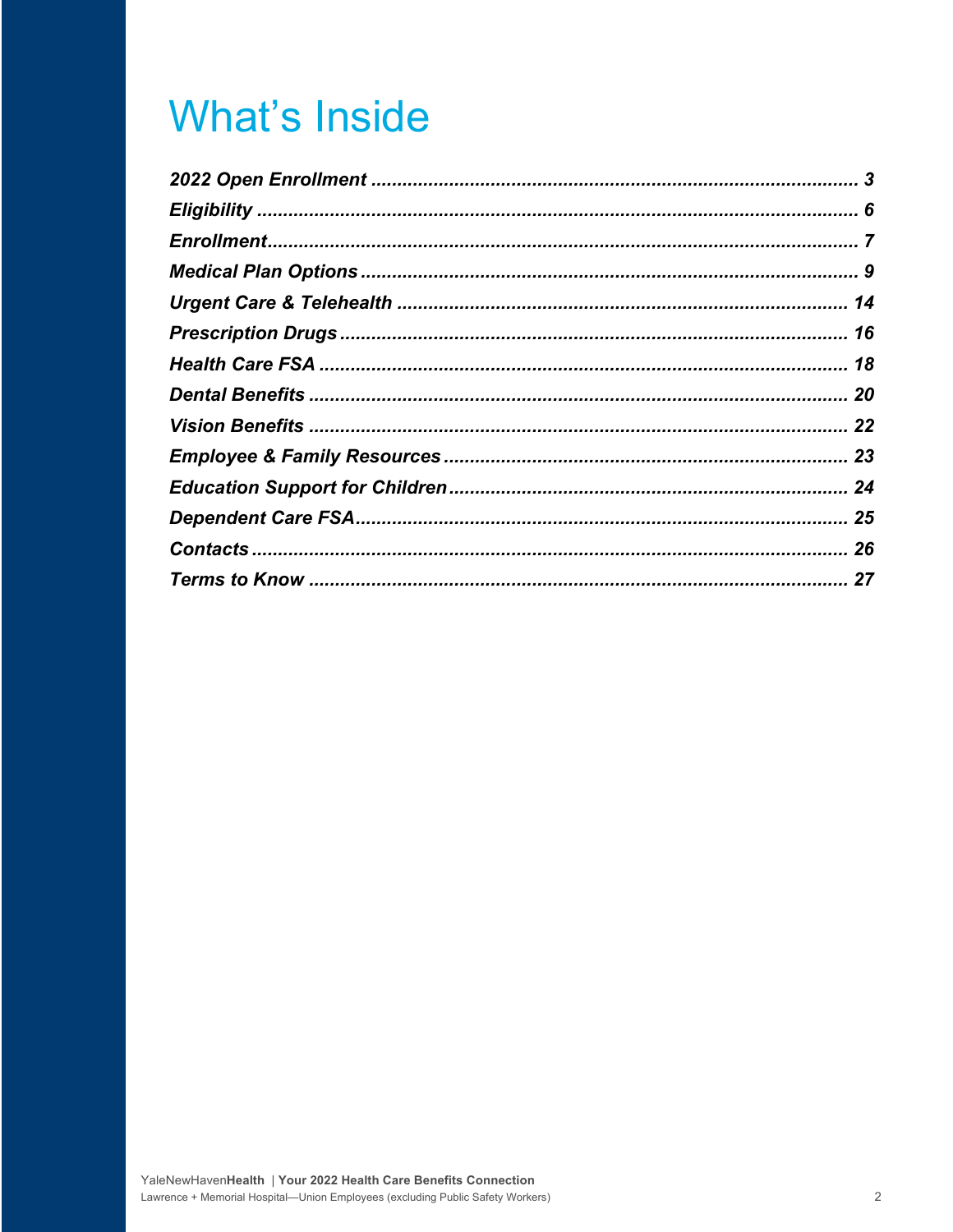# What's Inside

- *2022 Open Enrollment* ............ 3
- *Eligibility* ............ 6
- *Enrollment* ............ 7
- *Medical Plan Options* ............ 9
- *Urgent Care & Telehealth* ............ 14
- *Prescription Drugs* ............ 16
- *Health Care FSA* ............ 18
- *Dental Benefits* ............ 20
- *Vision Benefits* ............ 22
- *Employee & Family Resources* ............ 23
- *Education Support for Children* ............ 24
- *Dependent Care FSA* ............ 25
- *Contacts* ............ 26
- *Terms to Know* ............ 27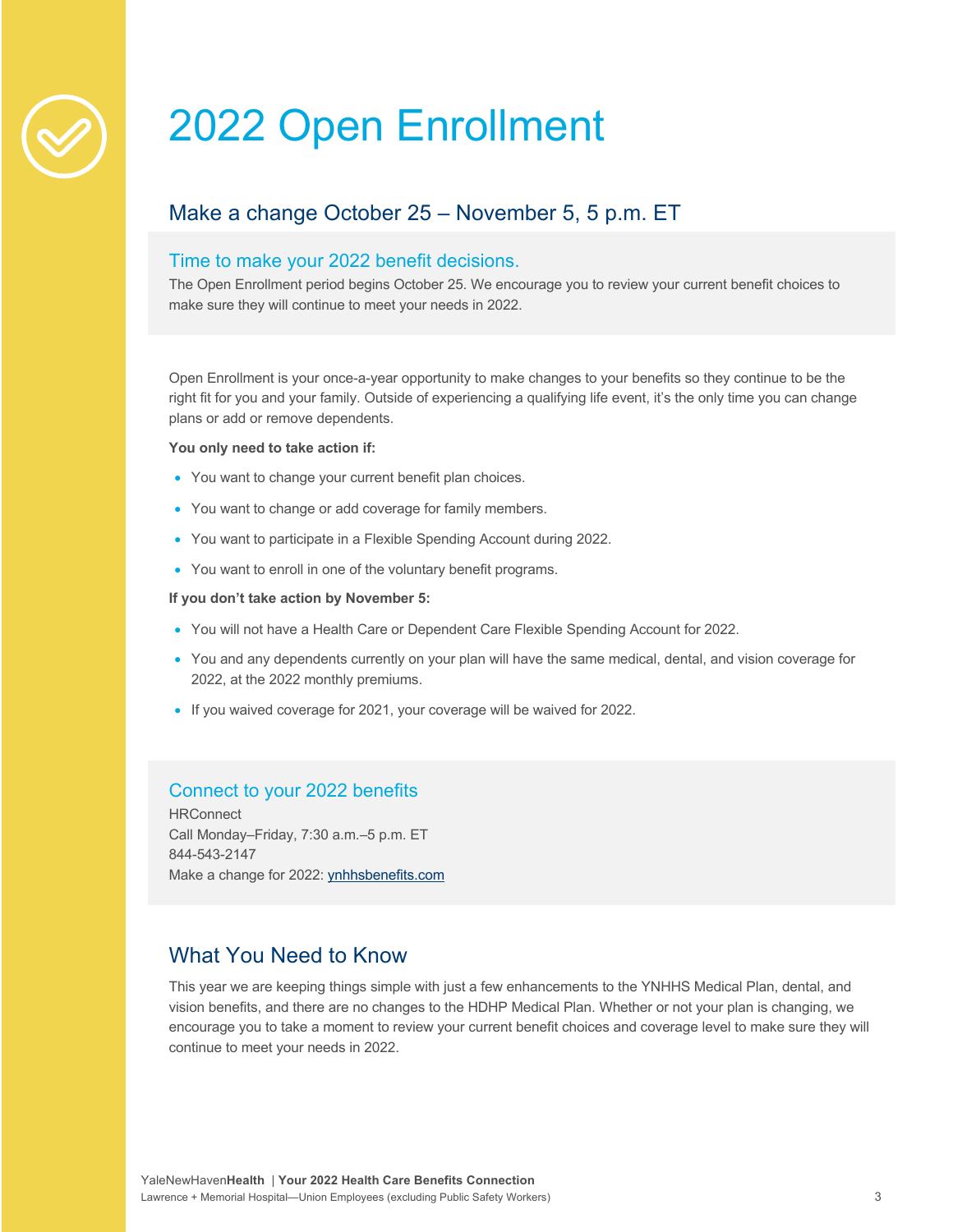# 2022 Open Enrollment

## Make a change October 25 – November 5, 5 p.m. ET

### Time to make your 2022 benefit decisions.

The Open Enrollment period begins October 25. We encourage you to review your current benefit choices to make sure they will continue to meet your needs in 2022.

Open Enrollment is your once-a-year opportunity to make changes to your benefits so they continue to be the right fit for you and your family. Outside of experiencing a qualifying life event, it's the only time you can change plans or add or remove dependents.

**You only need to take action if:**

- You want to change your current benefit plan choices.
- You want to change or add coverage for family members.
- You want to participate in a Flexible Spending Account during 2022.
- You want to enroll in one of the voluntary benefit programs.

**If you don't take action by November 5:**

- You will not have a Health Care or Dependent Care Flexible Spending Account for 2022.
- You and any dependents currently on your plan will have the same medical, dental, and vision coverage for 2022, at the 2022 monthly premiums.
- If you waived coverage for 2021, your coverage will be waived for 2022.

### Connect to your 2022 benefits

HRConnect
Call Monday–Friday, 7:30 a.m.–5 p.m. ET
844-543-2147
Make a change for 2022: ynhhsbenefits.com

## What You Need to Know

This year we are keeping things simple with just a few enhancements to the YNHHS Medical Plan, dental, and vision benefits, and there are no changes to the HDHP Medical Plan. Whether or not your plan is changing, we encourage you to take a moment to review your current benefit choices and coverage level to make sure they will continue to meet your needs in 2022.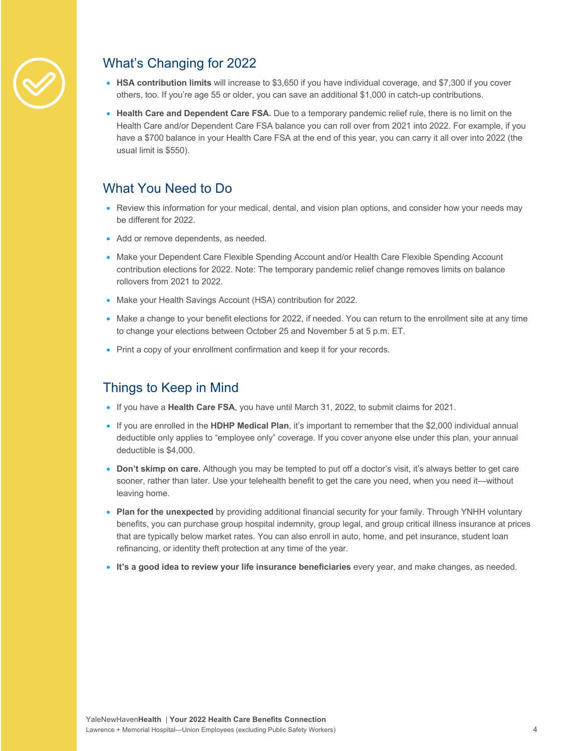## What's Changing for 2022

- **HSA contribution limits** will increase to $3,650 if you have individual coverage, and $7,300 if you cover others, too. If you're age 55 or older, you can save an additional $1,000 in catch-up contributions.
- **Health Care and Dependent Care FSA.** Due to a temporary pandemic relief rule, there is no limit on the Health Care and/or Dependent Care FSA balance you can roll over from 2021 into 2022. For example, if you have a $700 balance in your Health Care FSA at the end of this year, you can carry it all over into 2022 (the usual limit is $550).

## What You Need to Do

- Review this information for your medical, dental, and vision plan options, and consider how your needs may be different for 2022.
- Add or remove dependents, as needed.
- Make your Dependent Care Flexible Spending Account and/or Health Care Flexible Spending Account contribution elections for 2022. Note: The temporary pandemic relief change removes limits on balance rollovers from 2021 to 2022.
- Make your Health Savings Account (HSA) contribution for 2022.
- Make a change to your benefit elections for 2022, if needed. You can return to the enrollment site at any time to change your elections between October 25 and November 5 at 5 p.m. ET.
- Print a copy of your enrollment confirmation and keep it for your records.

## Things to Keep in Mind

- If you have a **Health Care FSA**, you have until March 31, 2022, to submit claims for 2021.
- If you are enrolled in the **HDHP Medical Plan**, it's important to remember that the $2,000 individual annual deductible only applies to "employee only" coverage. If you cover anyone else under this plan, your annual deductible is $4,000.
- **Don't skimp on care.** Although you may be tempted to put off a doctor's visit, it's always better to get care sooner, rather than later. Use your telehealth benefit to get the care you need, when you need it—without leaving home.
- **Plan for the unexpected** by providing additional financial security for your family. Through YNHH voluntary benefits, you can purchase group hospital indemnity, group legal, and group critical illness insurance at prices that are typically below market rates. You can also enroll in auto, home, and pet insurance, student loan refinancing, or identity theft protection at any time of the year.
- **It's a good idea to review your life insurance beneficiaries** every year, and make changes, as needed.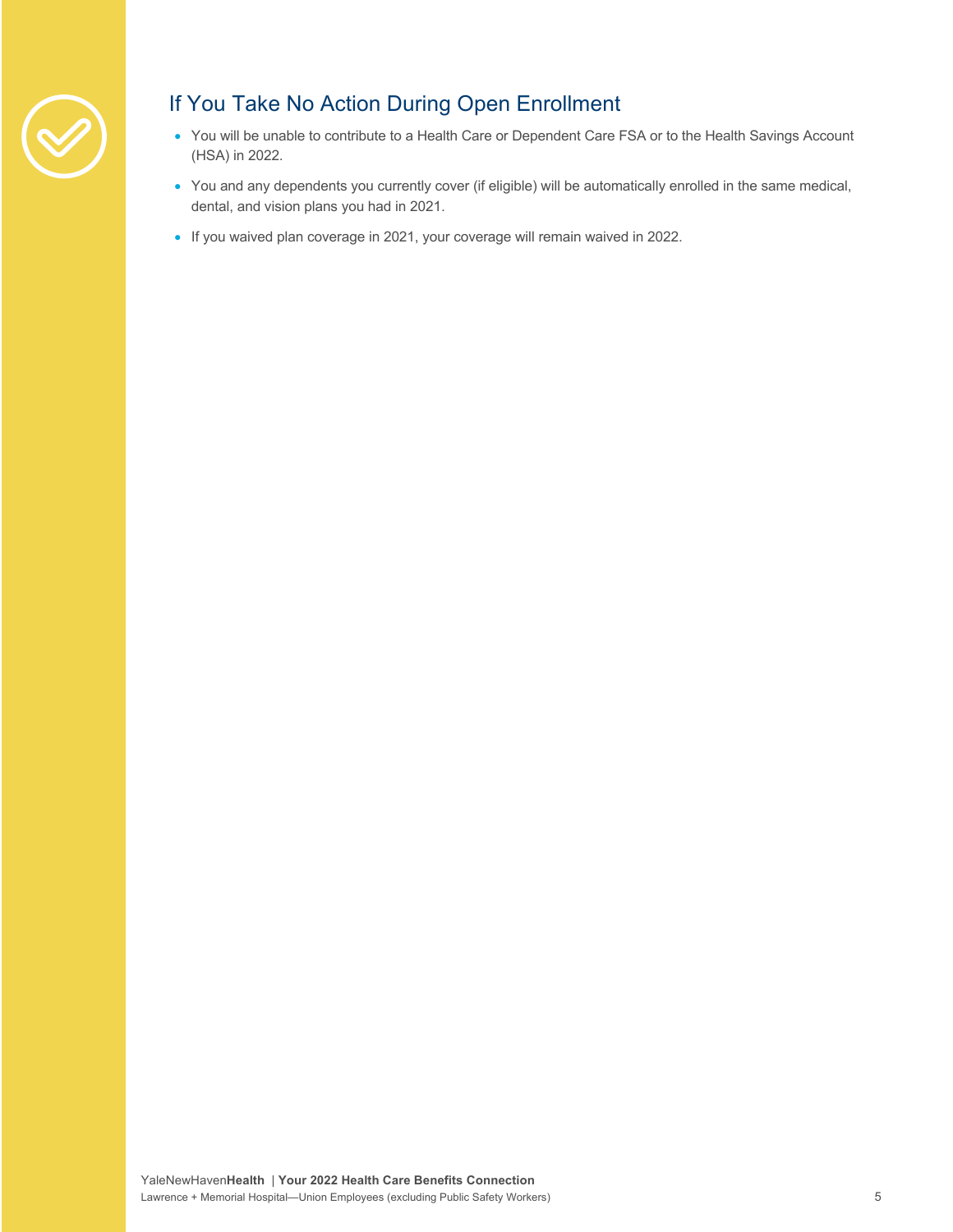## If You Take No Action During Open Enrollment

- You will be unable to contribute to a Health Care or Dependent Care FSA or to the Health Savings Account (HSA) in 2022.
- You and any dependents you currently cover (if eligible) will be automatically enrolled in the same medical, dental, and vision plans you had in 2021.
- If you waived plan coverage in 2021, your coverage will remain waived in 2022.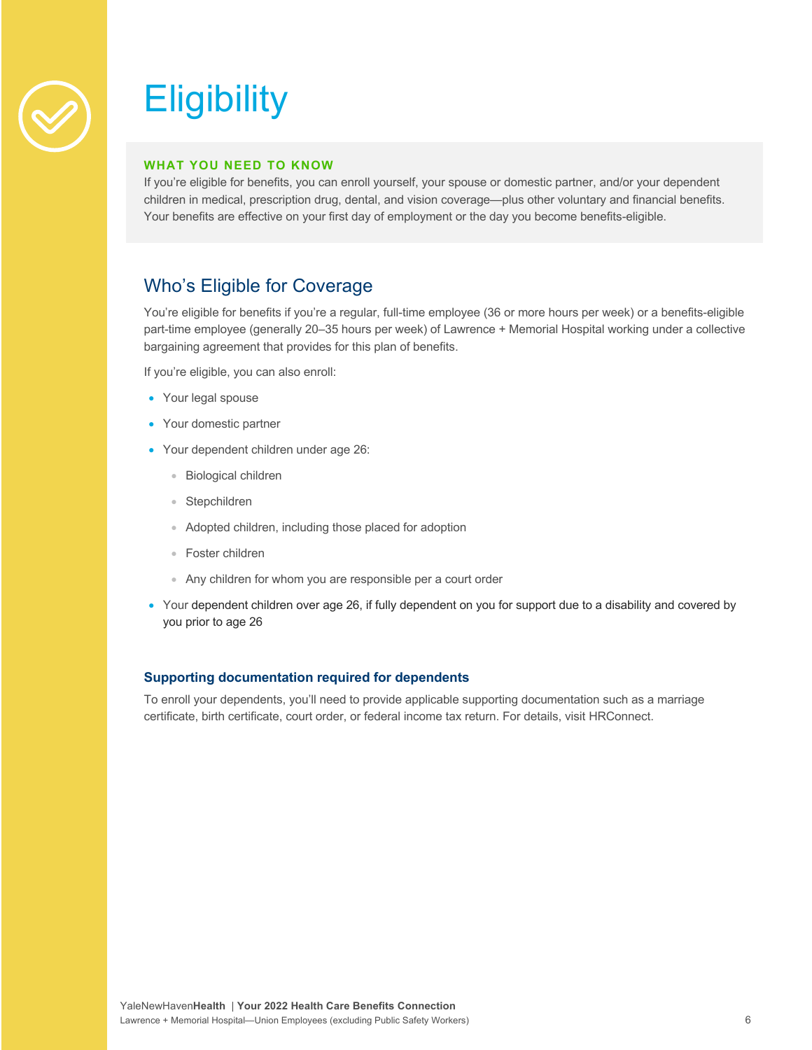# Eligibility

**WHAT YOU NEED TO KNOW**

If you're eligible for benefits, you can enroll yourself, your spouse or domestic partner, and/or your dependent children in medical, prescription drug, dental, and vision coverage—plus other voluntary and financial benefits. Your benefits are effective on your first day of employment or the day you become benefits-eligible.

## Who's Eligible for Coverage

You're eligible for benefits if you're a regular, full-time employee (36 or more hours per week) or a benefits-eligible part-time employee (generally 20–35 hours per week) of Lawrence + Memorial Hospital working under a collective bargaining agreement that provides for this plan of benefits.

If you're eligible, you can also enroll:

- Your legal spouse
- Your domestic partner
- Your dependent children under age 26:
  - Biological children
  - Stepchildren
  - Adopted children, including those placed for adoption
  - Foster children
  - Any children for whom you are responsible per a court order
- Your dependent children over age 26, if fully dependent on you for support due to a disability and covered by you prior to age 26

### Supporting documentation required for dependents

To enroll your dependents, you'll need to provide applicable supporting documentation such as a marriage certificate, birth certificate, court order, or federal income tax return. For details, visit HRConnect.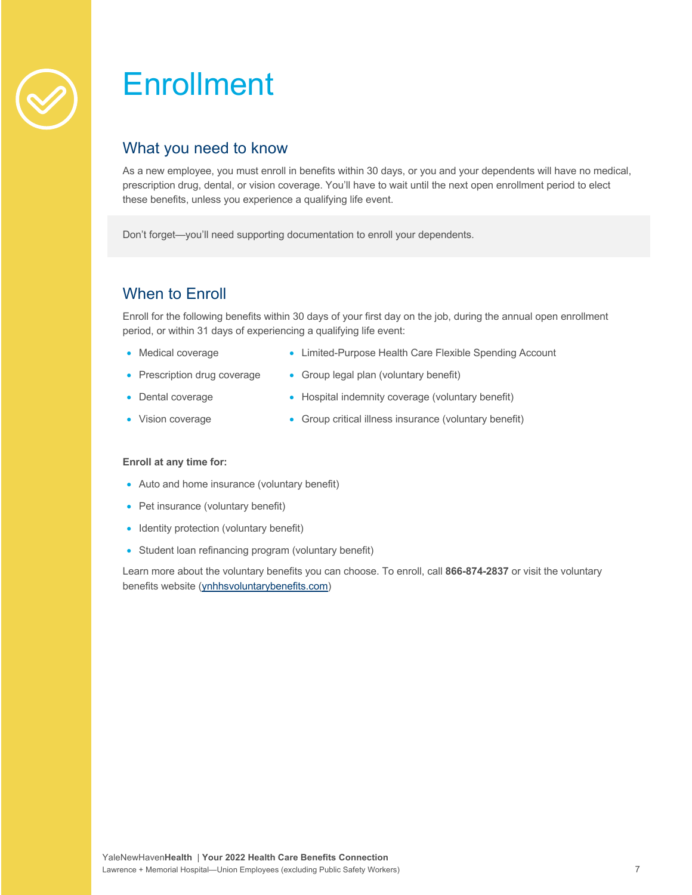# Enrollment

## What you need to know

As a new employee, you must enroll in benefits within 30 days, or you and your dependents will have no medical, prescription drug, dental, or vision coverage. You'll have to wait until the next open enrollment period to elect these benefits, unless you experience a qualifying life event.

Don't forget—you'll need supporting documentation to enroll your dependents.

## When to Enroll

Enroll for the following benefits within 30 days of your first day on the job, during the annual open enrollment period, or within 31 days of experiencing a qualifying life event:

- Medical coverage
- Prescription drug coverage
- Dental coverage
- Vision coverage
- Limited-Purpose Health Care Flexible Spending Account
- Group legal plan (voluntary benefit)
- Hospital indemnity coverage (voluntary benefit)
- Group critical illness insurance (voluntary benefit)

**Enroll at any time for:**

- Auto and home insurance (voluntary benefit)
- Pet insurance (voluntary benefit)
- Identity protection (voluntary benefit)
- Student loan refinancing program (voluntary benefit)

Learn more about the voluntary benefits you can choose. To enroll, call **866-874-2837** or visit the voluntary benefits website (ynhhsvoluntarybenefits.com)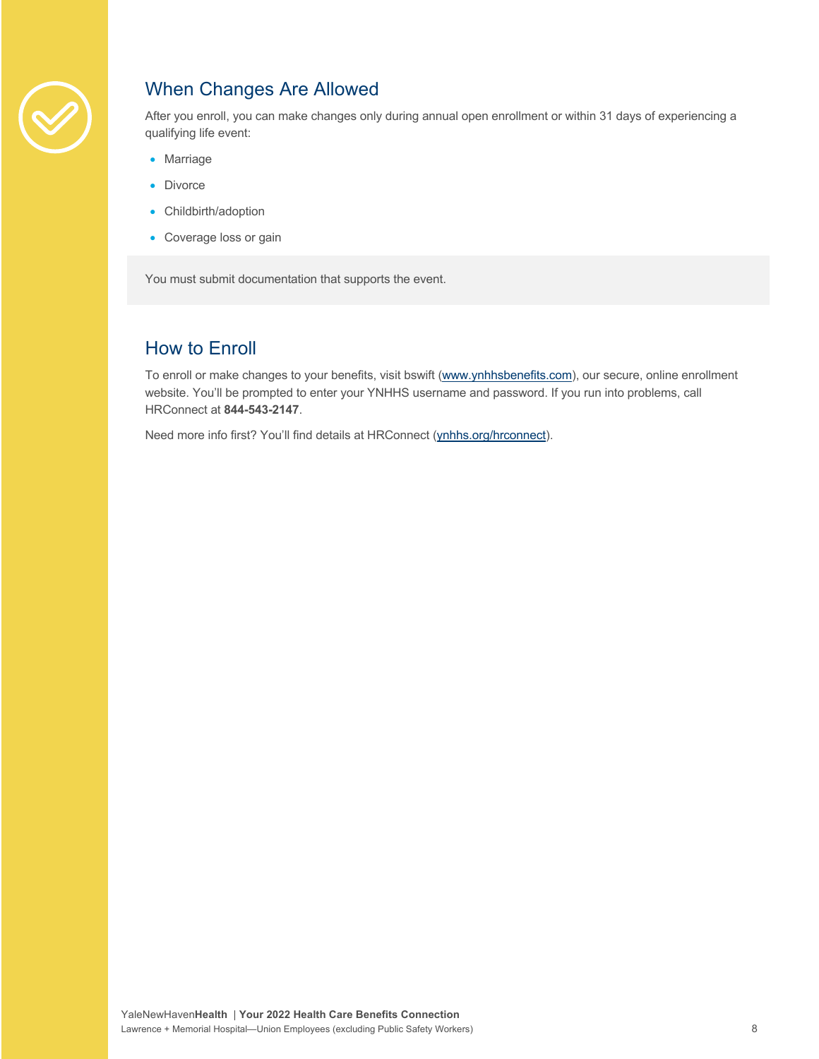## When Changes Are Allowed

After you enroll, you can make changes only during annual open enrollment or within 31 days of experiencing a qualifying life event:

- Marriage
- Divorce
- Childbirth/adoption
- Coverage loss or gain

You must submit documentation that supports the event.

## How to Enroll

To enroll or make changes to your benefits, visit bswift (www.ynhhsbenefits.com), our secure, online enrollment website. You'll be prompted to enter your YNHHS username and password. If you run into problems, call HRConnect at **844-543-2147**.

Need more info first? You'll find details at HRConnect (ynhhs.org/hrconnect).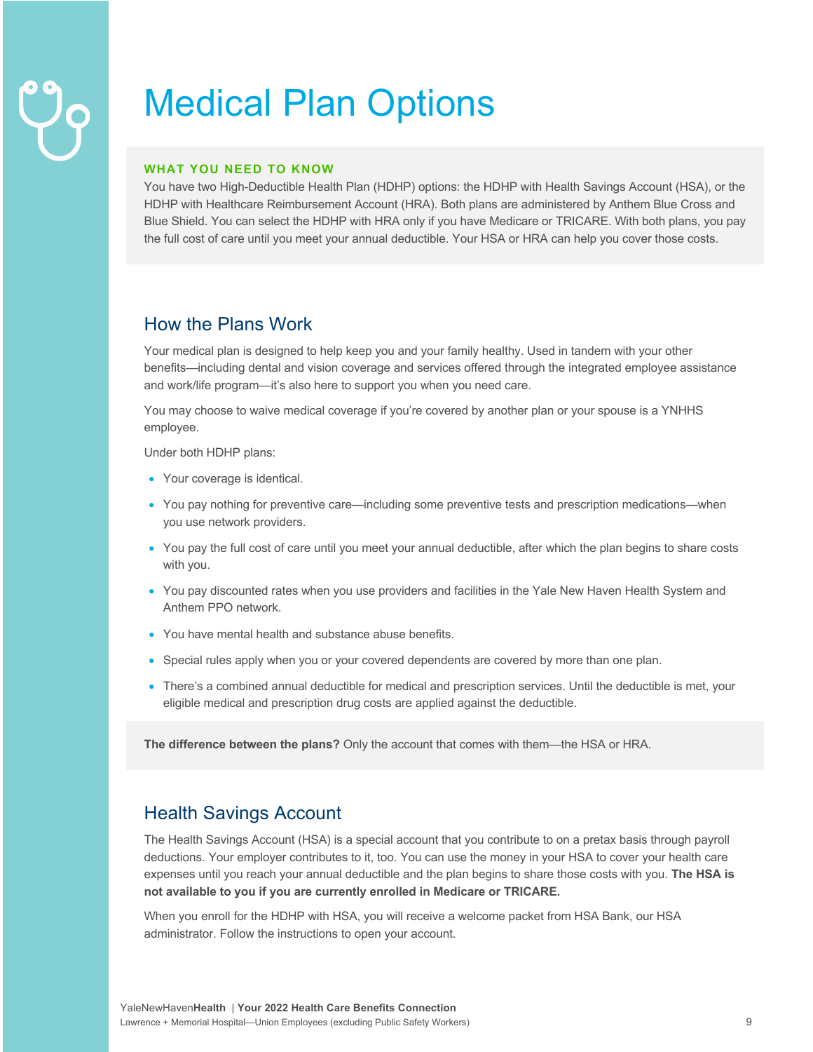# Medical Plan Options

**WHAT YOU NEED TO KNOW**

You have two High-Deductible Health Plan (HDHP) options: the HDHP with Health Savings Account (HSA), or the HDHP with Healthcare Reimbursement Account (HRA). Both plans are administered by Anthem Blue Cross and Blue Shield. You can select the HDHP with HRA only if you have Medicare or TRICARE. With both plans, you pay the full cost of care until you meet your annual deductible. Your HSA or HRA can help you cover those costs.

## How the Plans Work

Your medical plan is designed to help keep you and your family healthy. Used in tandem with your other benefits—including dental and vision coverage and services offered through the integrated employee assistance and work/life program—it's also here to support you when you need care.

You may choose to waive medical coverage if you're covered by another plan or your spouse is a YNHHS employee.

Under both HDHP plans:

- Your coverage is identical.
- You pay nothing for preventive care—including some preventive tests and prescription medications—when you use network providers.
- You pay the full cost of care until you meet your annual deductible, after which the plan begins to share costs with you.
- You pay discounted rates when you use providers and facilities in the Yale New Haven Health System and Anthem PPO network.
- You have mental health and substance abuse benefits.
- Special rules apply when you or your covered dependents are covered by more than one plan.
- There's a combined annual deductible for medical and prescription services. Until the deductible is met, your eligible medical and prescription drug costs are applied against the deductible.

**The difference between the plans?** Only the account that comes with them—the HSA or HRA.

## Health Savings Account

The Health Savings Account (HSA) is a special account that you contribute to on a pretax basis through payroll deductions. Your employer contributes to it, too. You can use the money in your HSA to cover your health care expenses until you reach your annual deductible and the plan begins to share those costs with you. **The HSA is not available to you if you are currently enrolled in Medicare or TRICARE.**

When you enroll for the HDHP with HSA, you will receive a welcome packet from HSA Bank, our HSA administrator. Follow the instructions to open your account.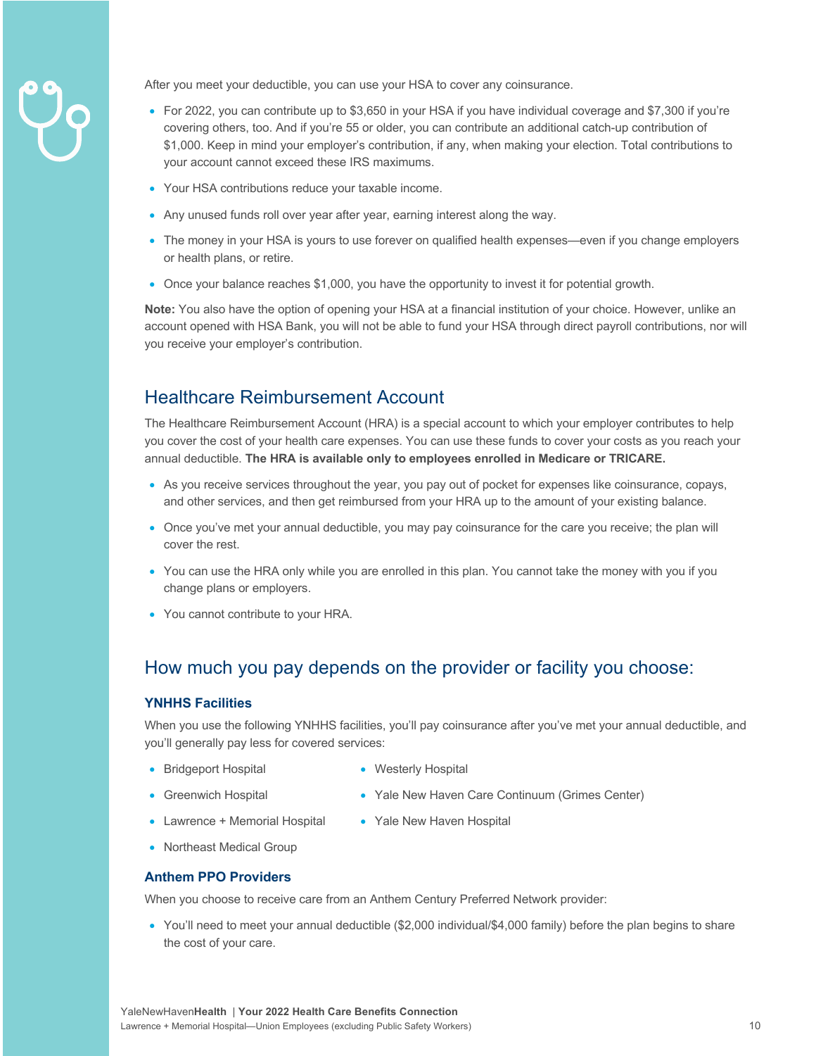After you meet your deductible, you can use your HSA to cover any coinsurance.

- For 2022, you can contribute up to $3,650 in your HSA if you have individual coverage and $7,300 if you're covering others, too. And if you're 55 or older, you can contribute an additional catch-up contribution of $1,000. Keep in mind your employer's contribution, if any, when making your election. Total contributions to your account cannot exceed these IRS maximums.
- Your HSA contributions reduce your taxable income.
- Any unused funds roll over year after year, earning interest along the way.
- The money in your HSA is yours to use forever on qualified health expenses—even if you change employers or health plans, or retire.
- Once your balance reaches $1,000, you have the opportunity to invest it for potential growth.

**Note:** You also have the option of opening your HSA at a financial institution of your choice. However, unlike an account opened with HSA Bank, you will not be able to fund your HSA through direct payroll contributions, nor will you receive your employer's contribution.

## Healthcare Reimbursement Account

The Healthcare Reimbursement Account (HRA) is a special account to which your employer contributes to help you cover the cost of your health care expenses. You can use these funds to cover your costs as you reach your annual deductible. **The HRA is available only to employees enrolled in Medicare or TRICARE.**

- As you receive services throughout the year, you pay out of pocket for expenses like coinsurance, copays, and other services, and then get reimbursed from your HRA up to the amount of your existing balance.
- Once you've met your annual deductible, you may pay coinsurance for the care you receive; the plan will cover the rest.
- You can use the HRA only while you are enrolled in this plan. You cannot take the money with you if you change plans or employers.
- You cannot contribute to your HRA.

## How much you pay depends on the provider or facility you choose:

### YNHHS Facilities

When you use the following YNHHS facilities, you'll pay coinsurance after you've met your annual deductible, and you'll generally pay less for covered services:

- Bridgeport Hospital
- Greenwich Hospital
- Lawrence + Memorial Hospital
- Northeast Medical Group
- Westerly Hospital
- Yale New Haven Care Continuum (Grimes Center)
- Yale New Haven Hospital

### Anthem PPO Providers

When you choose to receive care from an Anthem Century Preferred Network provider:

- You'll need to meet your annual deductible ($2,000 individual/$4,000 family) before the plan begins to share the cost of your care.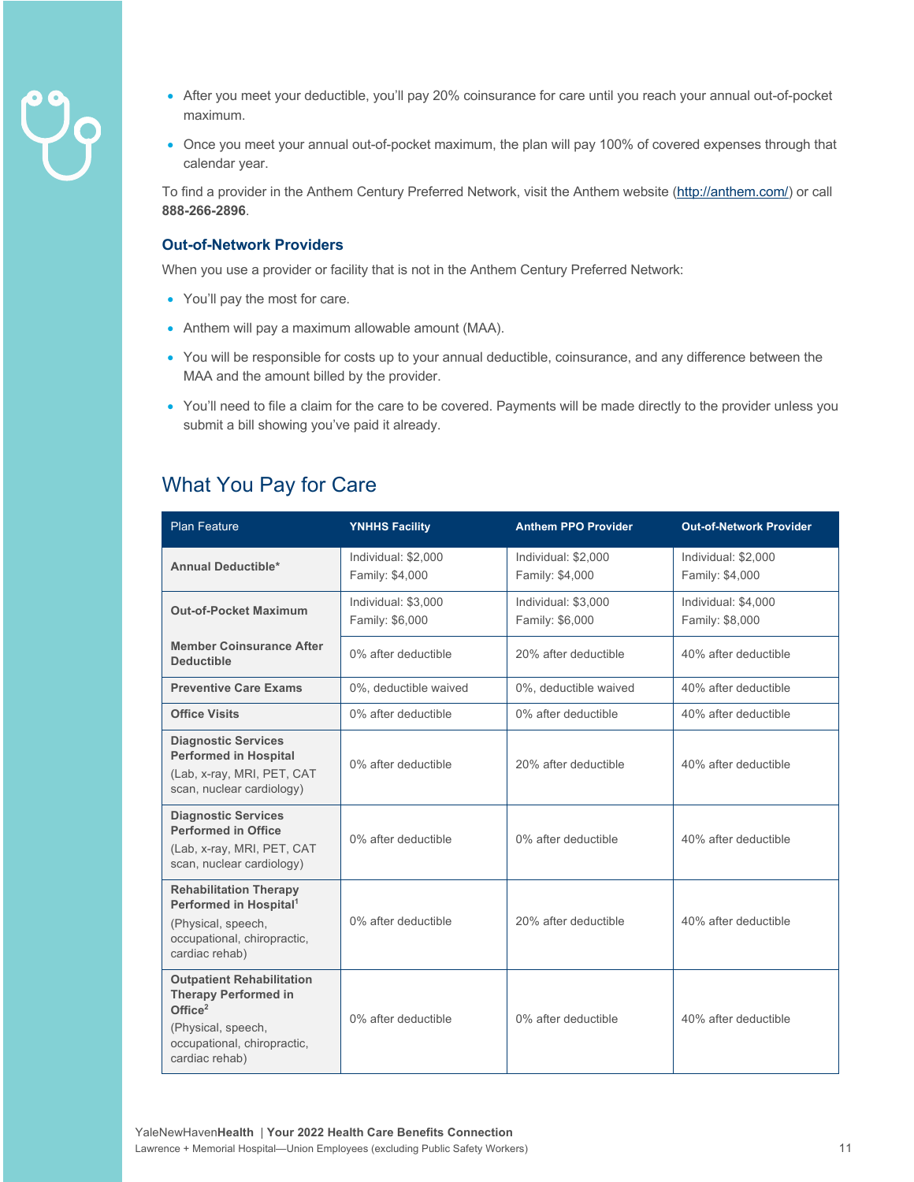- After you meet your deductible, you'll pay 20% coinsurance for care until you reach your annual out-of-pocket maximum.
- Once you meet your annual out-of-pocket maximum, the plan will pay 100% of covered expenses through that calendar year.

To find a provider in the Anthem Century Preferred Network, visit the Anthem website (http://anthem.com/) or call **888-266-2896**.

### Out-of-Network Providers

When you use a provider or facility that is not in the Anthem Century Preferred Network:

- You'll pay the most for care.
- Anthem will pay a maximum allowable amount (MAA).
- You will be responsible for costs up to your annual deductible, coinsurance, and any difference between the MAA and the amount billed by the provider.
- You'll need to file a claim for the care to be covered. Payments will be made directly to the provider unless you submit a bill showing you've paid it already.

## What You Pay for Care

| Plan Feature | YNHHS Facility | Anthem PPO Provider | Out-of-Network Provider |
|---|---|---|---|
| **Annual Deductible*** | Individual: $2,000<br>Family: $4,000 | Individual: $2,000<br>Family: $4,000 | Individual: $2,000<br>Family: $4,000 |
| **Out-of-Pocket Maximum** | Individual: $3,000<br>Family: $6,000 | Individual: $3,000<br>Family: $6,000 | Individual: $4,000<br>Family: $8,000 |
| **Member Coinsurance After Deductible** | 0% after deductible | 20% after deductible | 40% after deductible |
| **Preventive Care Exams** | 0%, deductible waived | 0%, deductible waived | 40% after deductible |
| **Office Visits** | 0% after deductible | 0% after deductible | 40% after deductible |
| **Diagnostic Services Performed in Hospital** (Lab, x-ray, MRI, PET, CAT scan, nuclear cardiology) | 0% after deductible | 20% after deductible | 40% after deductible |
| **Diagnostic Services Performed in Office** (Lab, x-ray, MRI, PET, CAT scan, nuclear cardiology) | 0% after deductible | 0% after deductible | 40% after deductible |
| **Rehabilitation Therapy Performed in Hospital**[1] (Physical, speech, occupational, chiropractic, cardiac rehab) | 0% after deductible | 20% after deductible | 40% after deductible |
| **Outpatient Rehabilitation Therapy Performed in Office**[2] (Physical, speech, occupational, chiropractic, cardiac rehab) | 0% after deductible | 0% after deductible | 40% after deductible |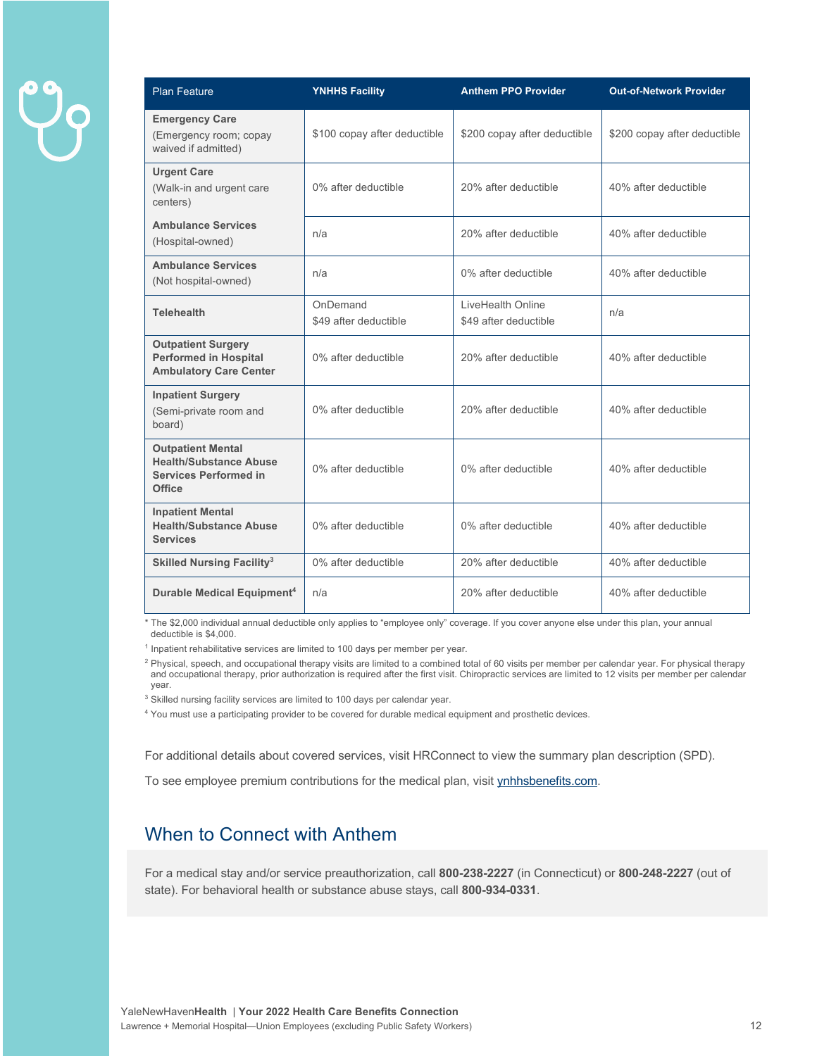| Plan Feature | YNHHS Facility | Anthem PPO Provider | Out-of-Network Provider |
|---|---|---|---|
| **Emergency Care** (Emergency room; copay waived if admitted) | $100 copay after deductible | $200 copay after deductible | $200 copay after deductible |
| **Urgent Care** (Walk-in and urgent care centers) | 0% after deductible | 20% after deductible | 40% after deductible |
| **Ambulance Services** (Hospital-owned) | n/a | 20% after deductible | 40% after deductible |
| **Ambulance Services** (Not hospital-owned) | n/a | 0% after deductible | 40% after deductible |
| **Telehealth** | OnDemand $49 after deductible | LiveHealth Online $49 after deductible | n/a |
| **Outpatient Surgery Performed in Hospital Ambulatory Care Center** | 0% after deductible | 20% after deductible | 40% after deductible |
| **Inpatient Surgery** (Semi-private room and board) | 0% after deductible | 20% after deductible | 40% after deductible |
| **Outpatient Mental Health/Substance Abuse Services Performed in Office** | 0% after deductible | 0% after deductible | 40% after deductible |
| **Inpatient Mental Health/Substance Abuse Services** | 0% after deductible | 0% after deductible | 40% after deductible |
| **Skilled Nursing Facility**[3] | 0% after deductible | 20% after deductible | 40% after deductible |
| **Durable Medical Equipment**[4] | n/a | 20% after deductible | 40% after deductible |

* The $2,000 individual annual deductible only applies to "employee only" coverage. If you cover anyone else under this plan, your annual deductible is $4,000.

[1] Inpatient rehabilitative services are limited to 100 days per member per year.

[2] Physical, speech, and occupational therapy visits are limited to a combined total of 60 visits per member per calendar year. For physical therapy and occupational therapy, prior authorization is required after the first visit. Chiropractic services are limited to 12 visits per member per calendar year.

[3] Skilled nursing facility services are limited to 100 days per calendar year.

[4] You must use a participating provider to be covered for durable medical equipment and prosthetic devices.

For additional details about covered services, visit HRConnect to view the summary plan description (SPD).

To see employee premium contributions for the medical plan, visit ynhhsbenefits.com.

## When to Connect with Anthem

For a medical stay and/or service preauthorization, call **800-238-2227** (in Connecticut) or **800-248-2227** (out of state). For behavioral health or substance abuse stays, call **800-934-0331**.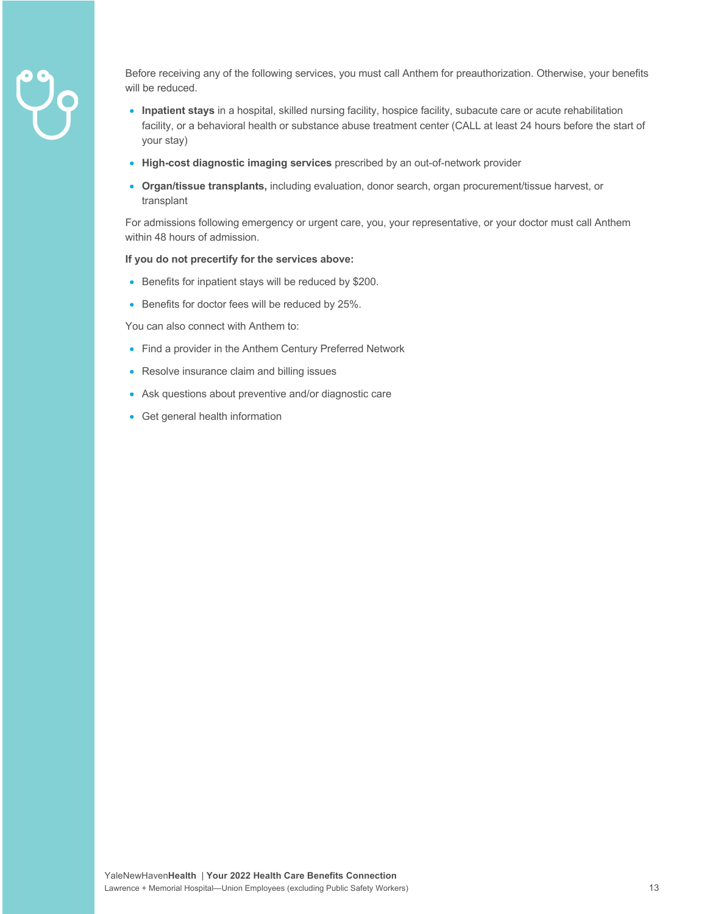Before receiving any of the following services, you must call Anthem for preauthorization. Otherwise, your benefits will be reduced.

- **Inpatient stays** in a hospital, skilled nursing facility, hospice facility, subacute care or acute rehabilitation facility, or a behavioral health or substance abuse treatment center (CALL at least 24 hours before the start of your stay)
- **High-cost diagnostic imaging services** prescribed by an out-of-network provider
- **Organ/tissue transplants,** including evaluation, donor search, organ procurement/tissue harvest, or transplant

For admissions following emergency or urgent care, you, your representative, or your doctor must call Anthem within 48 hours of admission.

**If you do not precertify for the services above:**

- Benefits for inpatient stays will be reduced by $200.
- Benefits for doctor fees will be reduced by 25%.

You can also connect with Anthem to:

- Find a provider in the Anthem Century Preferred Network
- Resolve insurance claim and billing issues
- Ask questions about preventive and/or diagnostic care
- Get general health information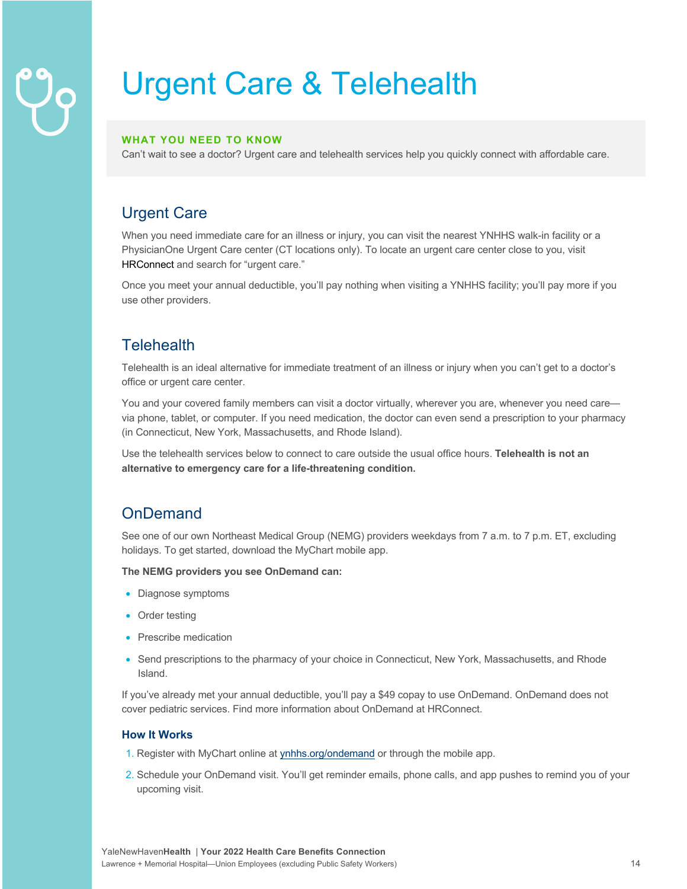# Urgent Care & Telehealth

**WHAT YOU NEED TO KNOW**

Can't wait to see a doctor? Urgent care and telehealth services help you quickly connect with affordable care.

## Urgent Care

When you need immediate care for an illness or injury, you can visit the nearest YNHHS walk-in facility or a PhysicianOne Urgent Care center (CT locations only). To locate an urgent care center close to you, visit HRConnect and search for "urgent care."

Once you meet your annual deductible, you'll pay nothing when visiting a YNHHS facility; you'll pay more if you use other providers.

## Telehealth

Telehealth is an ideal alternative for immediate treatment of an illness or injury when you can't get to a doctor's office or urgent care center.

You and your covered family members can visit a doctor virtually, wherever you are, whenever you need care—via phone, tablet, or computer. If you need medication, the doctor can even send a prescription to your pharmacy (in Connecticut, New York, Massachusetts, and Rhode Island).

Use the telehealth services below to connect to care outside the usual office hours. **Telehealth is not an alternative to emergency care for a life-threatening condition.**

## OnDemand

See one of our own Northeast Medical Group (NEMG) providers weekdays from 7 a.m. to 7 p.m. ET, excluding holidays. To get started, download the MyChart mobile app.

**The NEMG providers you see OnDemand can:**

- Diagnose symptoms
- Order testing
- Prescribe medication
- Send prescriptions to the pharmacy of your choice in Connecticut, New York, Massachusetts, and Rhode Island.

If you've already met your annual deductible, you'll pay a $49 copay to use OnDemand. OnDemand does not cover pediatric services. Find more information about OnDemand at HRConnect.

### How It Works

1. Register with MyChart online at ynhhs.org/ondemand or through the mobile app.
2. Schedule your OnDemand visit. You'll get reminder emails, phone calls, and app pushes to remind you of your upcoming visit.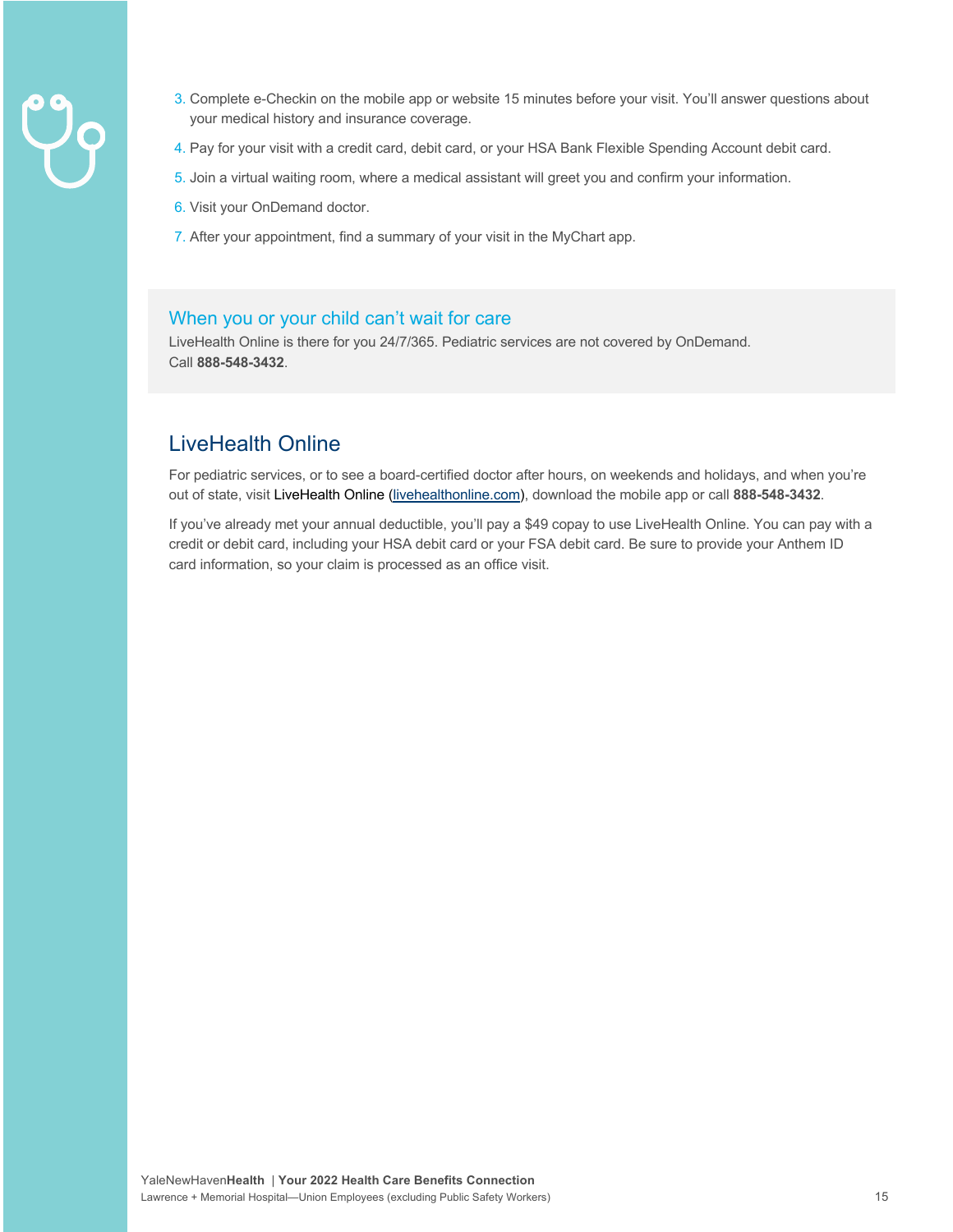3. Complete e-Checkin on the mobile app or website 15 minutes before your visit. You'll answer questions about your medical history and insurance coverage.
4. Pay for your visit with a credit card, debit card, or your HSA Bank Flexible Spending Account debit card.
5. Join a virtual waiting room, where a medical assistant will greet you and confirm your information.
6. Visit your OnDemand doctor.
7. After your appointment, find a summary of your visit in the MyChart app.

### When you or your child can't wait for care

LiveHealth Online is there for you 24/7/365. Pediatric services are not covered by OnDemand. Call **888-548-3432**.

## LiveHealth Online

For pediatric services, or to see a board-certified doctor after hours, on weekends and holidays, and when you're out of state, visit LiveHealth Online (livehealthonline.com), download the mobile app or call **888-548-3432**.

If you've already met your annual deductible, you'll pay a $49 copay to use LiveHealth Online. You can pay with a credit or debit card, including your HSA debit card or your FSA debit card. Be sure to provide your Anthem ID card information, so your claim is processed as an office visit.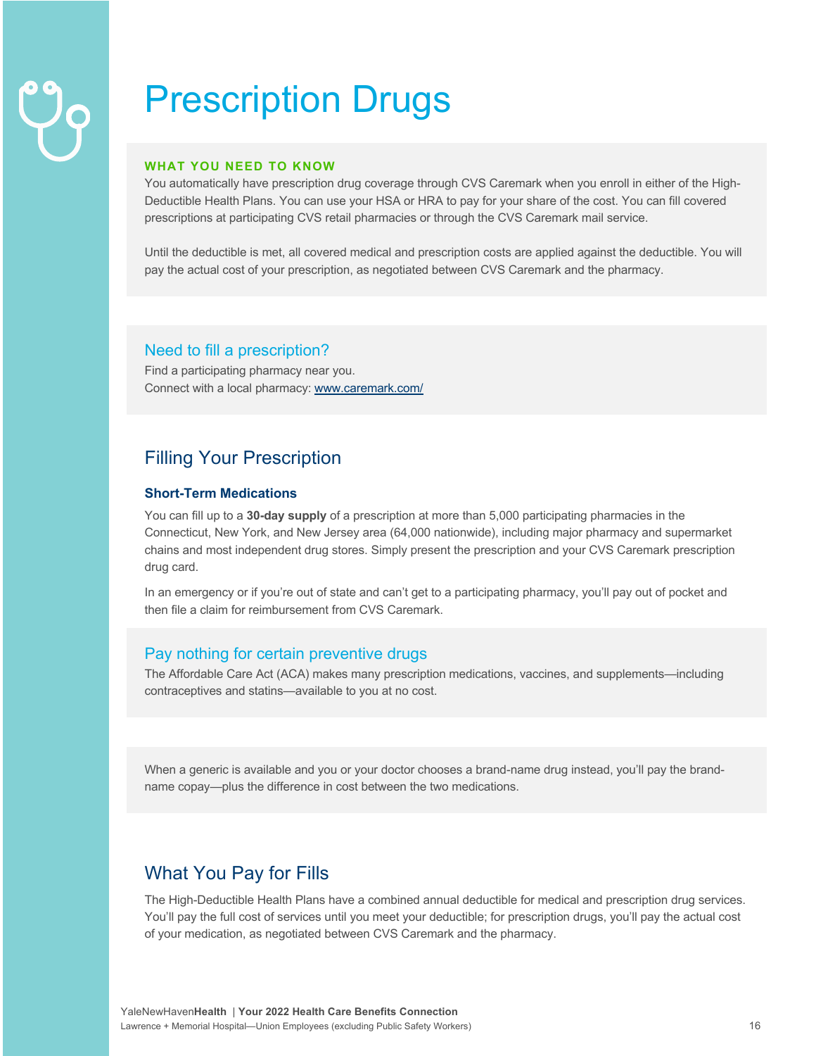# Prescription Drugs

**WHAT YOU NEED TO KNOW**

You automatically have prescription drug coverage through CVS Caremark when you enroll in either of the High-Deductible Health Plans. You can use your HSA or HRA to pay for your share of the cost. You can fill covered prescriptions at participating CVS retail pharmacies or through the CVS Caremark mail service.

Until the deductible is met, all covered medical and prescription costs are applied against the deductible. You will pay the actual cost of your prescription, as negotiated between CVS Caremark and the pharmacy.

### Need to fill a prescription?

Find a participating pharmacy near you.
Connect with a local pharmacy: [www.caremark.com/](www.caremark.com/)

## Filling Your Prescription

### Short-Term Medications

You can fill up to a **30-day supply** of a prescription at more than 5,000 participating pharmacies in the Connecticut, New York, and New Jersey area (64,000 nationwide), including major pharmacy and supermarket chains and most independent drug stores. Simply present the prescription and your CVS Caremark prescription drug card.

In an emergency or if you're out of state and can't get to a participating pharmacy, you'll pay out of pocket and then file a claim for reimbursement from CVS Caremark.

### Pay nothing for certain preventive drugs

The Affordable Care Act (ACA) makes many prescription medications, vaccines, and supplements—including contraceptives and statins—available to you at no cost.

When a generic is available and you or your doctor chooses a brand-name drug instead, you'll pay the brand-name copay—plus the difference in cost between the two medications.

## What You Pay for Fills

The High-Deductible Health Plans have a combined annual deductible for medical and prescription drug services. You'll pay the full cost of services until you meet your deductible; for prescription drugs, you'll pay the actual cost of your medication, as negotiated between CVS Caremark and the pharmacy.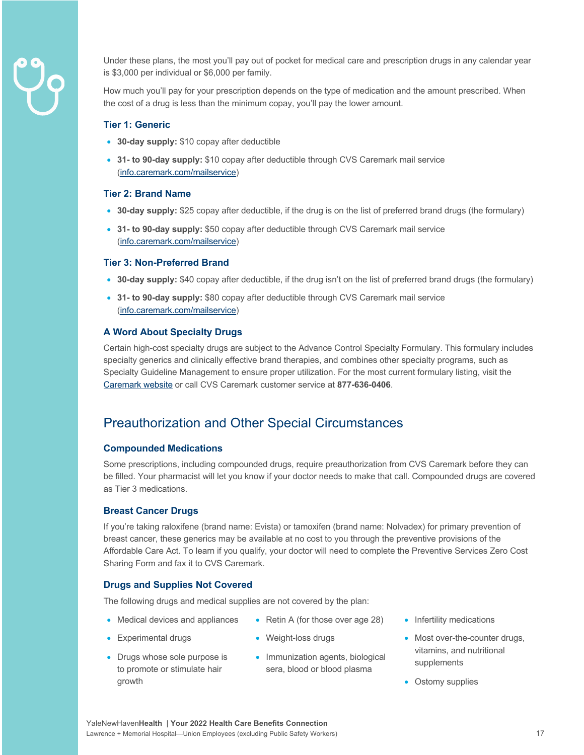Under these plans, the most you'll pay out of pocket for medical care and prescription drugs in any calendar year is $3,000 per individual or $6,000 per family.

How much you'll pay for your prescription depends on the type of medication and the amount prescribed. When the cost of a drug is less than the minimum copay, you'll pay the lower amount.

### Tier 1: Generic

- **30-day supply:** $10 copay after deductible
- **31- to 90-day supply:** $10 copay after deductible through CVS Caremark mail service (info.caremark.com/mailservice)

### Tier 2: Brand Name

- **30-day supply:** $25 copay after deductible, if the drug is on the list of preferred brand drugs (the formulary)
- **31- to 90-day supply:** $50 copay after deductible through CVS Caremark mail service (info.caremark.com/mailservice)

### Tier 3: Non-Preferred Brand

- **30-day supply:** $40 copay after deductible, if the drug isn't on the list of preferred brand drugs (the formulary)
- **31- to 90-day supply:** $80 copay after deductible through CVS Caremark mail service (info.caremark.com/mailservice)

### A Word About Specialty Drugs

Certain high-cost specialty drugs are subject to the Advance Control Specialty Formulary. This formulary includes specialty generics and clinically effective brand therapies, and combines other specialty programs, such as Specialty Guideline Management to ensure proper utilization. For the most current formulary listing, visit the Caremark website or call CVS Caremark customer service at **877-636-0406**.

## Preauthorization and Other Special Circumstances

### Compounded Medications

Some prescriptions, including compounded drugs, require preauthorization from CVS Caremark before they can be filled. Your pharmacist will let you know if your doctor needs to make that call. Compounded drugs are covered as Tier 3 medications.

### Breast Cancer Drugs

If you're taking raloxifene (brand name: Evista) or tamoxifen (brand name: Nolvadex) for primary prevention of breast cancer, these generics may be available at no cost to you through the preventive provisions of the Affordable Care Act. To learn if you qualify, your doctor will need to complete the Preventive Services Zero Cost Sharing Form and fax it to CVS Caremark.

### Drugs and Supplies Not Covered

The following drugs and medical supplies are not covered by the plan:

- Medical devices and appliances
- Experimental drugs
- Drugs whose sole purpose is to promote or stimulate hair growth
- Retin A (for those over age 28)
- Weight-loss drugs
- Immunization agents, biological sera, blood or blood plasma
- Infertility medications
- Most over-the-counter drugs, vitamins, and nutritional supplements
- Ostomy supplies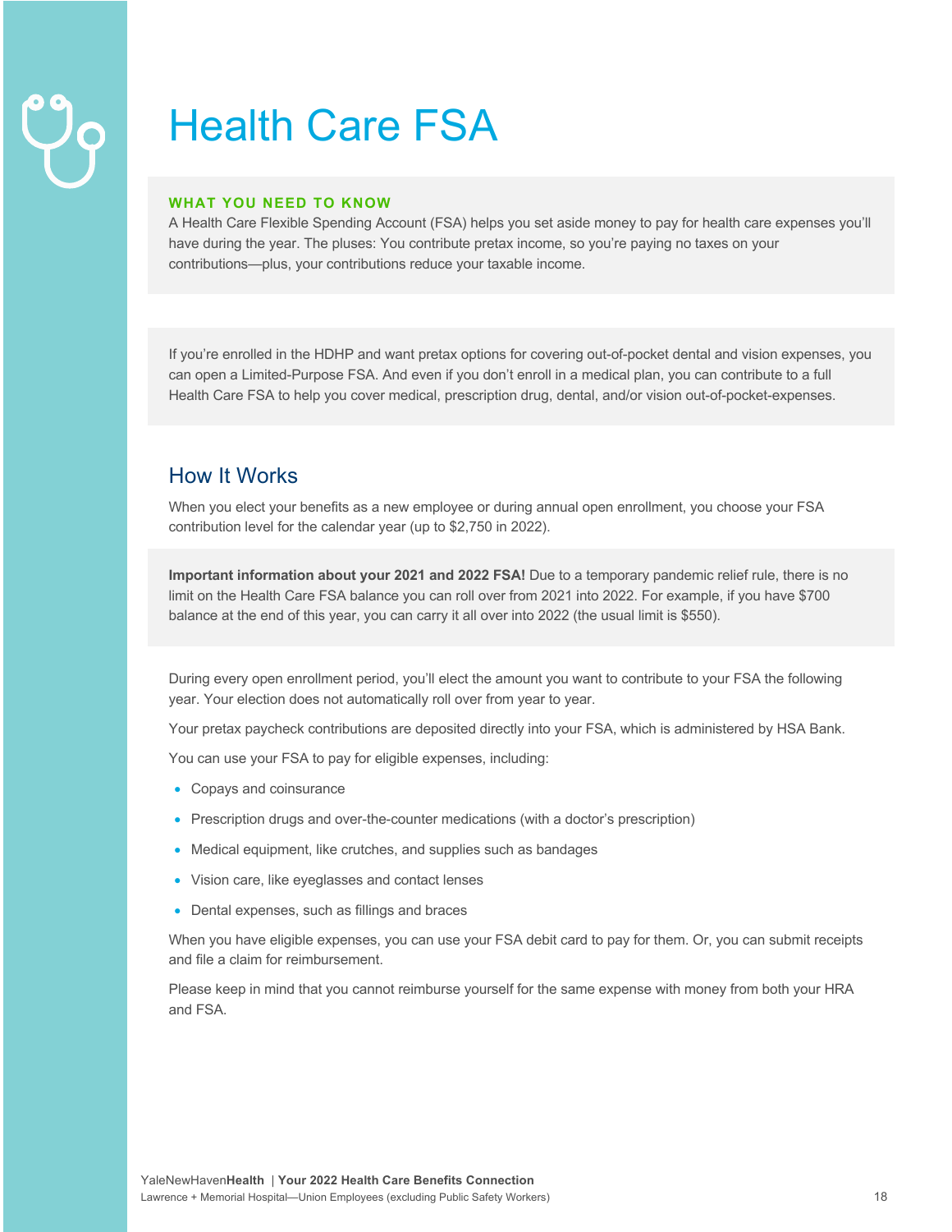# Health Care FSA

**WHAT YOU NEED TO KNOW**

A Health Care Flexible Spending Account (FSA) helps you set aside money to pay for health care expenses you'll have during the year. The pluses: You contribute pretax income, so you're paying no taxes on your contributions—plus, your contributions reduce your taxable income.

If you're enrolled in the HDHP and want pretax options for covering out-of-pocket dental and vision expenses, you can open a Limited-Purpose FSA. And even if you don't enroll in a medical plan, you can contribute to a full Health Care FSA to help you cover medical, prescription drug, dental, and/or vision out-of-pocket-expenses.

## How It Works

When you elect your benefits as a new employee or during annual open enrollment, you choose your FSA contribution level for the calendar year (up to $2,750 in 2022).

**Important information about your 2021 and 2022 FSA!** Due to a temporary pandemic relief rule, there is no limit on the Health Care FSA balance you can roll over from 2021 into 2022. For example, if you have $700 balance at the end of this year, you can carry it all over into 2022 (the usual limit is $550).

During every open enrollment period, you'll elect the amount you want to contribute to your FSA the following year. Your election does not automatically roll over from year to year.

Your pretax paycheck contributions are deposited directly into your FSA, which is administered by HSA Bank.

You can use your FSA to pay for eligible expenses, including:

- Copays and coinsurance
- Prescription drugs and over-the-counter medications (with a doctor's prescription)
- Medical equipment, like crutches, and supplies such as bandages
- Vision care, like eyeglasses and contact lenses
- Dental expenses, such as fillings and braces

When you have eligible expenses, you can use your FSA debit card to pay for them. Or, you can submit receipts and file a claim for reimbursement.

Please keep in mind that you cannot reimburse yourself for the same expense with money from both your HRA and FSA.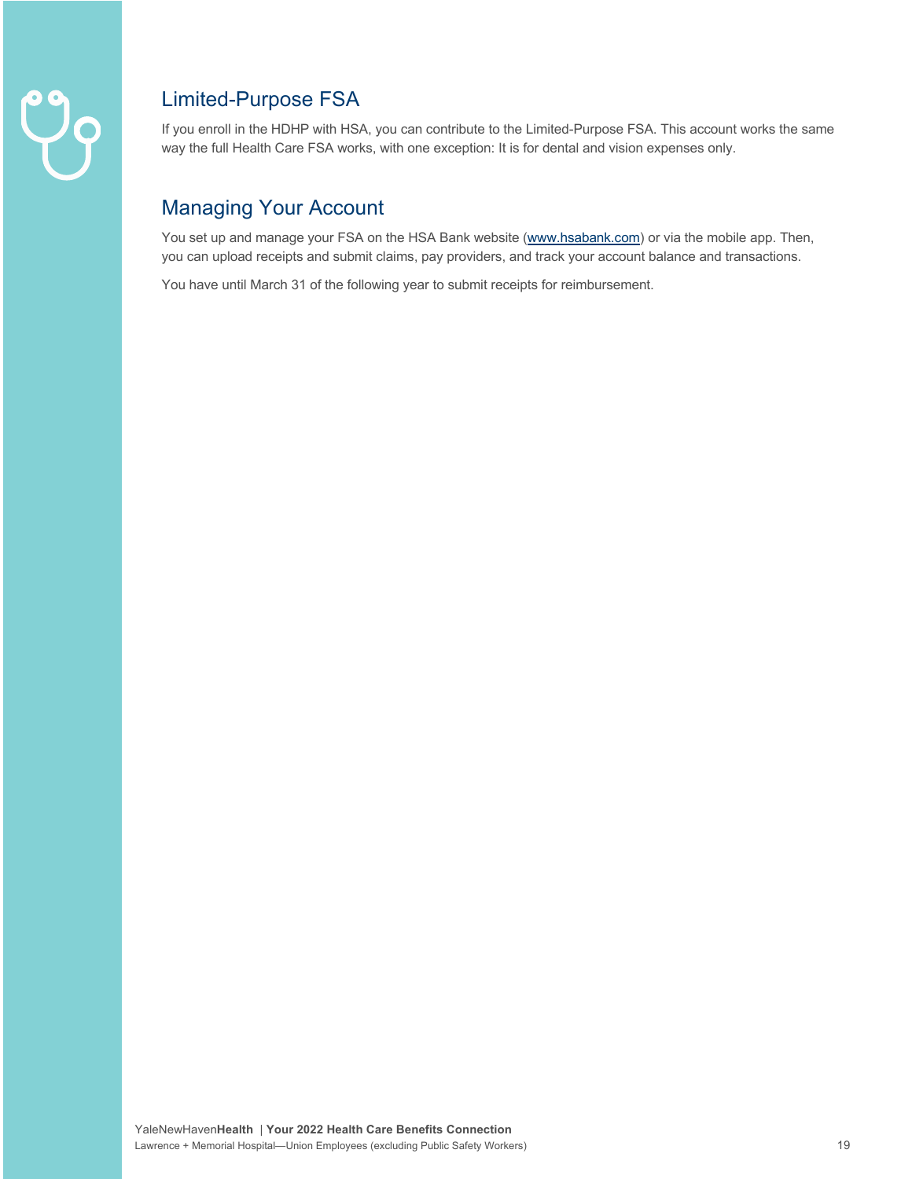## Limited-Purpose FSA

If you enroll in the HDHP with HSA, you can contribute to the Limited-Purpose FSA. This account works the same way the full Health Care FSA works, with one exception: It is for dental and vision expenses only.

## Managing Your Account

You set up and manage your FSA on the HSA Bank website (www.hsabank.com) or via the mobile app. Then, you can upload receipts and submit claims, pay providers, and track your account balance and transactions.

You have until March 31 of the following year to submit receipts for reimbursement.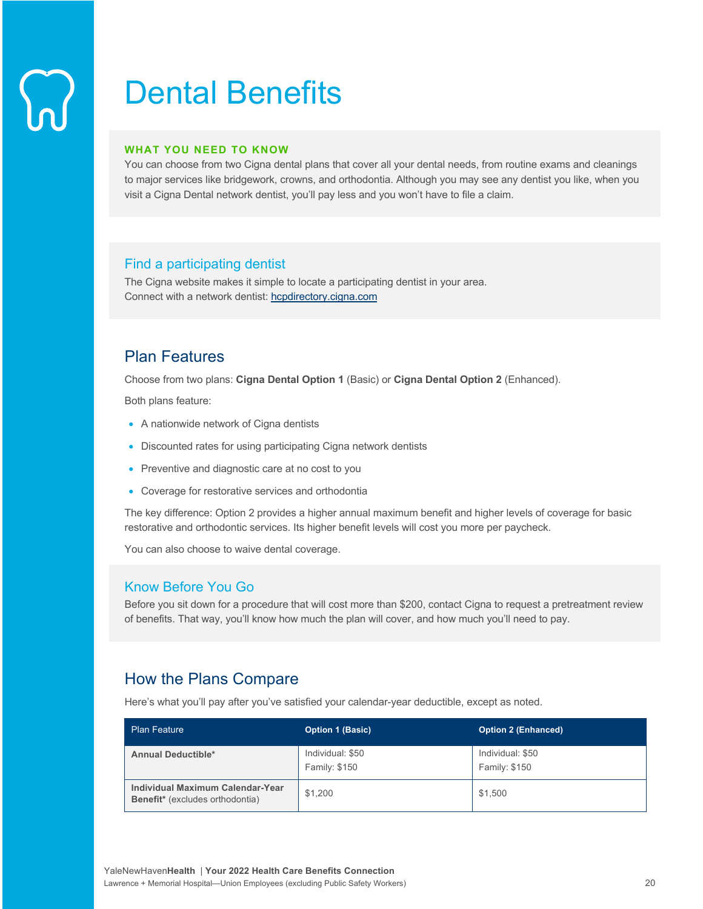# Dental Benefits

**WHAT YOU NEED TO KNOW**

You can choose from two Cigna dental plans that cover all your dental needs, from routine exams and cleanings to major services like bridgework, crowns, and orthodontia. Although you may see any dentist you like, when you visit a Cigna Dental network dentist, you'll pay less and you won't have to file a claim.

### Find a participating dentist

The Cigna website makes it simple to locate a participating dentist in your area.
Connect with a network dentist: hcpdirectory.cigna.com

## Plan Features

Choose from two plans: **Cigna Dental Option 1** (Basic) or **Cigna Dental Option 2** (Enhanced).

Both plans feature:

- A nationwide network of Cigna dentists
- Discounted rates for using participating Cigna network dentists
- Preventive and diagnostic care at no cost to you
- Coverage for restorative services and orthodontia

The key difference: Option 2 provides a higher annual maximum benefit and higher levels of coverage for basic restorative and orthodontic services. Its higher benefit levels will cost you more per paycheck.

You can also choose to waive dental coverage.

### Know Before You Go

Before you sit down for a procedure that will cost more than $200, contact Cigna to request a pretreatment review of benefits. That way, you'll know how much the plan will cover, and how much you'll need to pay.

## How the Plans Compare

Here's what you'll pay after you've satisfied your calendar-year deductible, except as noted.

| Plan Feature | Option 1 (Basic) | Option 2 (Enhanced) |
|---|---|---|
| **Annual Deductible*** | Individual: $50<br>Family: $150 | Individual: $50<br>Family: $150 |
| **Individual Maximum Calendar-Year Benefit*** (excludes orthodontia) | $1,200 | $1,500 |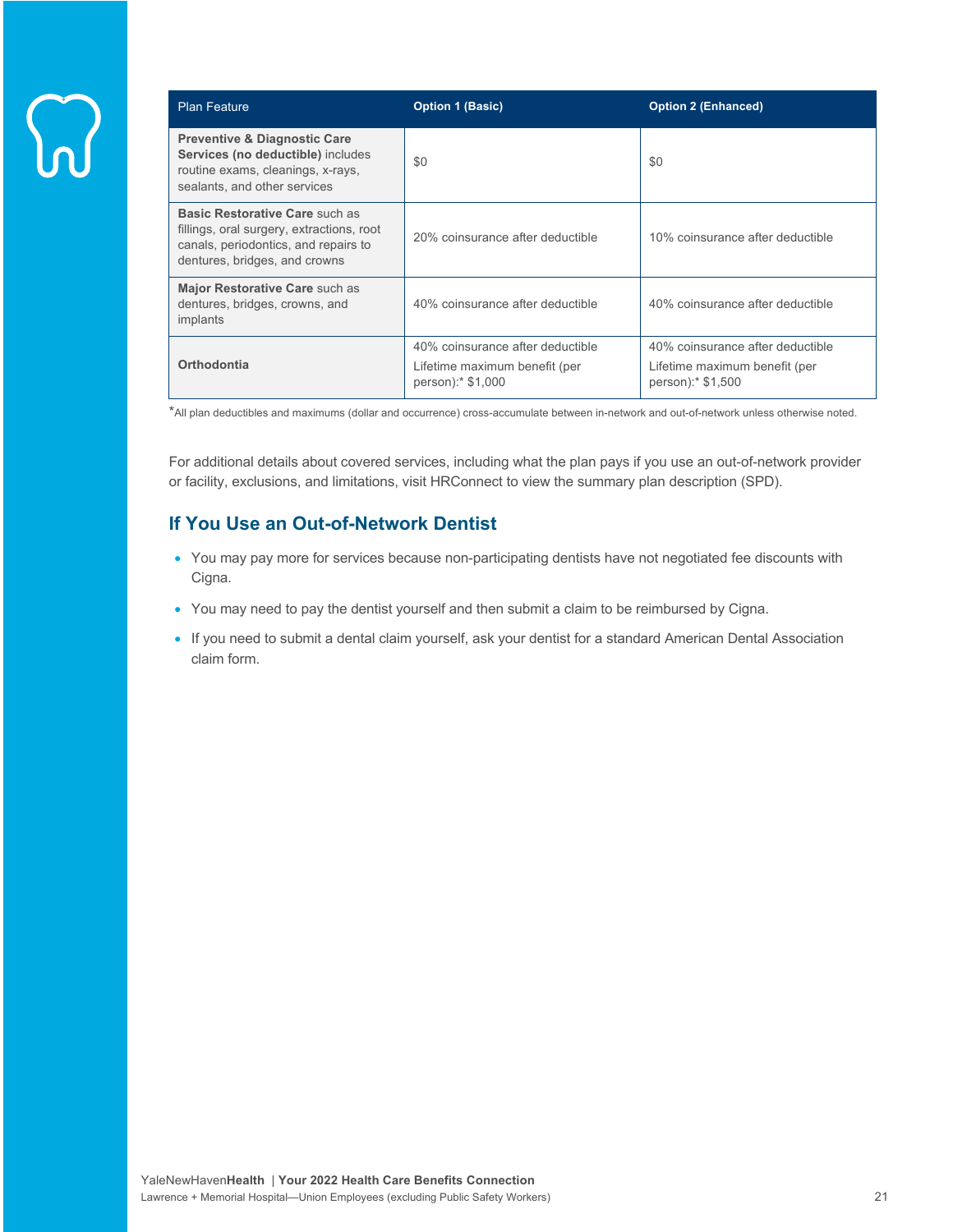| Plan Feature | Option 1 (Basic) | Option 2 (Enhanced) |
|---|---|---|
| **Preventive & Diagnostic Care Services (no deductible)** includes routine exams, cleanings, x-rays, sealants, and other services | $0 | $0 |
| **Basic Restorative Care** such as fillings, oral surgery, extractions, root canals, periodontics, and repairs to dentures, bridges, and crowns | 20% coinsurance after deductible | 10% coinsurance after deductible |
| **Major Restorative Care** such as dentures, bridges, crowns, and implants | 40% coinsurance after deductible | 40% coinsurance after deductible |
| **Orthodontia** | 40% coinsurance after deductible<br>Lifetime maximum benefit (per person):* $1,000 | 40% coinsurance after deductible<br>Lifetime maximum benefit (per person):* $1,500 |

*All plan deductibles and maximums (dollar and occurrence) cross-accumulate between in-network and out-of-network unless otherwise noted.

For additional details about covered services, including what the plan pays if you use an out-of-network provider or facility, exclusions, and limitations, visit HRConnect to view the summary plan description (SPD).

## If You Use an Out-of-Network Dentist

- You may pay more for services because non-participating dentists have not negotiated fee discounts with Cigna.
- You may need to pay the dentist yourself and then submit a claim to be reimbursed by Cigna.
- If you need to submit a dental claim yourself, ask your dentist for a standard American Dental Association claim form.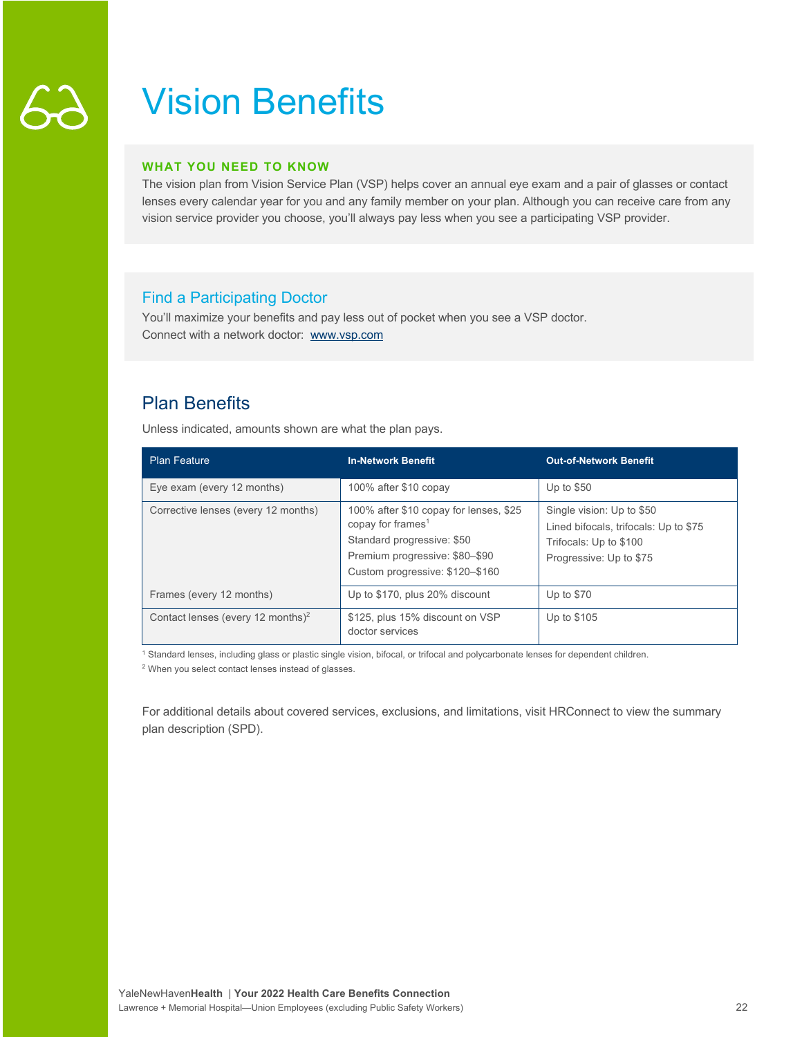# Vision Benefits

**WHAT YOU NEED TO KNOW**

The vision plan from Vision Service Plan (VSP) helps cover an annual eye exam and a pair of glasses or contact lenses every calendar year for you and any family member on your plan. Although you can receive care from any vision service provider you choose, you'll always pay less when you see a participating VSP provider.

## Find a Participating Doctor

You'll maximize your benefits and pay less out of pocket when you see a VSP doctor.
Connect with a network doctor: www.vsp.com

## Plan Benefits

Unless indicated, amounts shown are what the plan pays.

| Plan Feature | In-Network Benefit | Out-of-Network Benefit |
|---|---|---|
| Eye exam (every 12 months) | 100% after $10 copay | Up to $50 |
| Corrective lenses (every 12 months) | 100% after $10 copay for lenses, $25 copay for frames[1]<br>Standard progressive: $50<br>Premium progressive: $80–$90<br>Custom progressive: $120–$160 | Single vision: Up to $50<br>Lined bifocals, trifocals: Up to $75<br>Trifocals: Up to $100<br>Progressive: Up to $75 |
| Frames (every 12 months) | Up to $170, plus 20% discount | Up to $70 |
| Contact lenses (every 12 months)[2] | $125, plus 15% discount on VSP doctor services | Up to $105 |

[1] Standard lenses, including glass or plastic single vision, bifocal, or trifocal and polycarbonate lenses for dependent children.

[2] When you select contact lenses instead of glasses.

For additional details about covered services, exclusions, and limitations, visit HRConnect to view the summary plan description (SPD).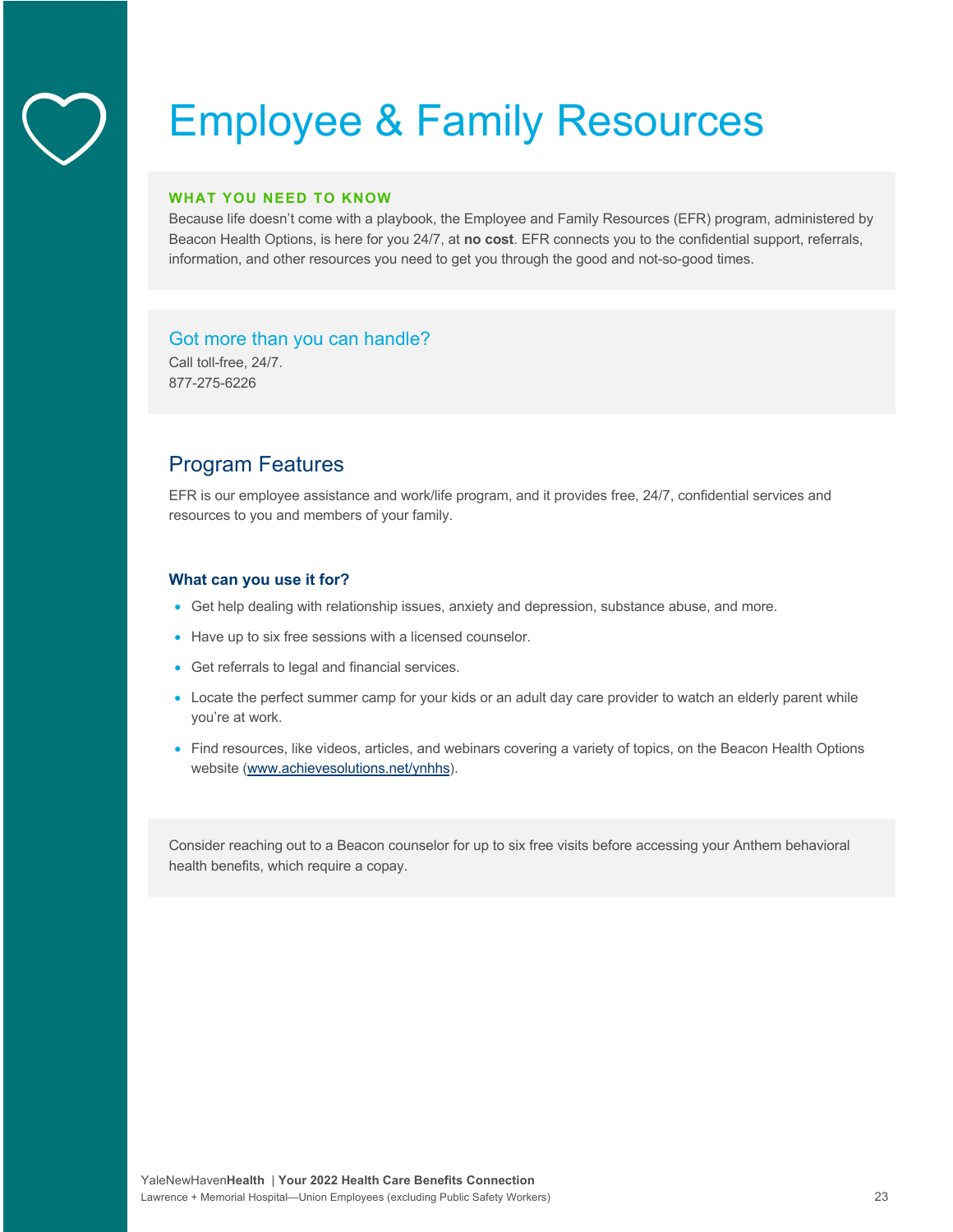# Employee & Family Resources

**WHAT YOU NEED TO KNOW**

Because life doesn't come with a playbook, the Employee and Family Resources (EFR) program, administered by Beacon Health Options, is here for you 24/7, at **no cost**. EFR connects you to the confidential support, referrals, information, and other resources you need to get you through the good and not-so-good times.

### Got more than you can handle?

Call toll-free, 24/7.
877-275-6226

## Program Features

EFR is our employee assistance and work/life program, and it provides free, 24/7, confidential services and resources to you and members of your family.

### What can you use it for?

- Get help dealing with relationship issues, anxiety and depression, substance abuse, and more.
- Have up to six free sessions with a licensed counselor.
- Get referrals to legal and financial services.
- Locate the perfect summer camp for your kids or an adult day care provider to watch an elderly parent while you're at work.
- Find resources, like videos, articles, and webinars covering a variety of topics, on the Beacon Health Options website (www.achievesolutions.net/ynhhs).

Consider reaching out to a Beacon counselor for up to six free visits before accessing your Anthem behavioral health benefits, which require a copay.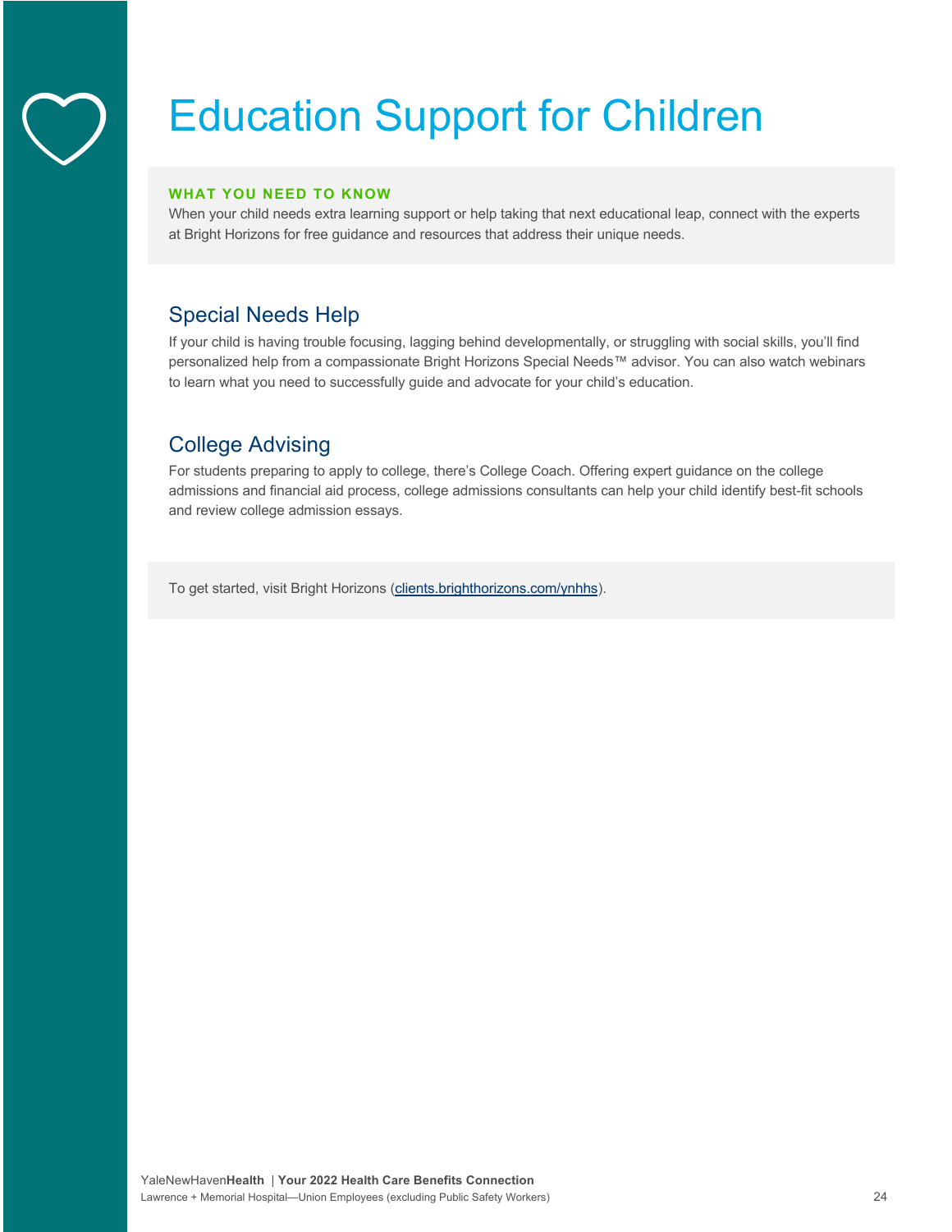# Education Support for Children

**WHAT YOU NEED TO KNOW**

When your child needs extra learning support or help taking that next educational leap, connect with the experts at Bright Horizons for free guidance and resources that address their unique needs.

## Special Needs Help

If your child is having trouble focusing, lagging behind developmentally, or struggling with social skills, you'll find personalized help from a compassionate Bright Horizons Special Needs™ advisor. You can also watch webinars to learn what you need to successfully guide and advocate for your child's education.

## College Advising

For students preparing to apply to college, there's College Coach. Offering expert guidance on the college admissions and financial aid process, college admissions consultants can help your child identify best-fit schools and review college admission essays.

To get started, visit Bright Horizons (clients.brighthorizons.com/ynhhs).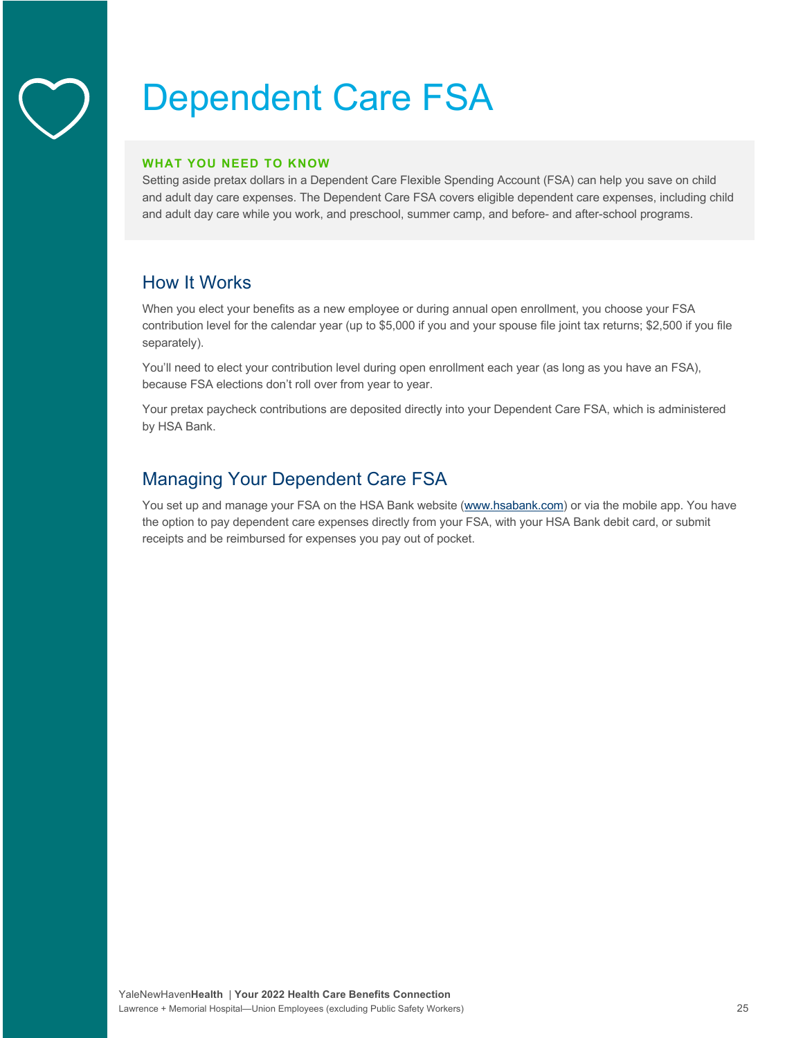# Dependent Care FSA

**WHAT YOU NEED TO KNOW**

Setting aside pretax dollars in a Dependent Care Flexible Spending Account (FSA) can help you save on child and adult day care expenses. The Dependent Care FSA covers eligible dependent care expenses, including child and adult day care while you work, and preschool, summer camp, and before- and after-school programs.

## How It Works

When you elect your benefits as a new employee or during annual open enrollment, you choose your FSA contribution level for the calendar year (up to $5,000 if you and your spouse file joint tax returns; $2,500 if you file separately).

You'll need to elect your contribution level during open enrollment each year (as long as you have an FSA), because FSA elections don't roll over from year to year.

Your pretax paycheck contributions are deposited directly into your Dependent Care FSA, which is administered by HSA Bank.

## Managing Your Dependent Care FSA

You set up and manage your FSA on the HSA Bank website (www.hsabank.com) or via the mobile app. You have the option to pay dependent care expenses directly from your FSA, with your HSA Bank debit card, or submit receipts and be reimbursed for expenses you pay out of pocket.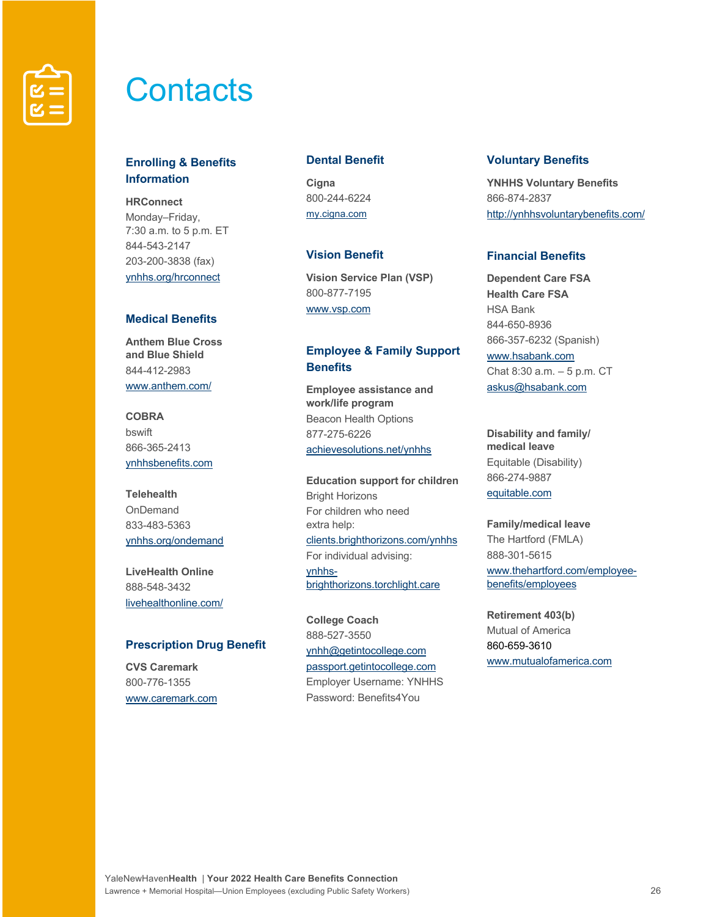# Contacts

## Enrolling & Benefits Information

**HRConnect**
Monday–Friday,
7:30 a.m. to 5 p.m. ET
844-543-2147
203-200-3838 (fax)
ynhhs.org/hrconnect

## Medical Benefits

**Anthem Blue Cross and Blue Shield**
844-412-2983
www.anthem.com/

**COBRA**
bswift
866-365-2413
ynhhsbenefits.com

**Telehealth**
OnDemand
833-483-5363
ynhhs.org/ondemand

**LiveHealth Online**
888-548-3432
livehealthonline.com/

## Prescription Drug Benefit

**CVS Caremark**
800-776-1355
www.caremark.com

## Dental Benefit

**Cigna**
800-244-6224
my.cigna.com

## Vision Benefit

**Vision Service Plan (VSP)**
800-877-7195
www.vsp.com

## Employee & Family Support Benefits

**Employee assistance and work/life program**
Beacon Health Options
877-275-6226
achievesolutions.net/ynhhs

**Education support for children**
Bright Horizons
For children who need extra help:
clients.brighthorizons.com/ynhhs
For individual advising:
ynhhs-brighthorizons.torchlight.care

**College Coach**
888-527-3550
ynhh@getintocollege.com
passport.getintocollege.com
Employer Username: YNHHS
Password: Benefits4You

## Voluntary Benefits

**YNHHS Voluntary Benefits**
866-874-2837
http://ynhhsvoluntarybenefits.com/

## Financial Benefits

**Dependent Care FSA**
**Health Care FSA**
HSA Bank
844-650-8936
866-357-6232 (Spanish)
www.hsabank.com
Chat 8:30 a.m. – 5 p.m. CT
askus@hsabank.com

**Disability and family/medical leave**
Equitable (Disability)
866-274-9887
equitable.com

**Family/medical leave**
The Hartford (FMLA)
888-301-5615
www.thehartford.com/employee-benefits/employees

**Retirement 403(b)**
Mutual of America
860-659-3610
www.mutualofamerica.com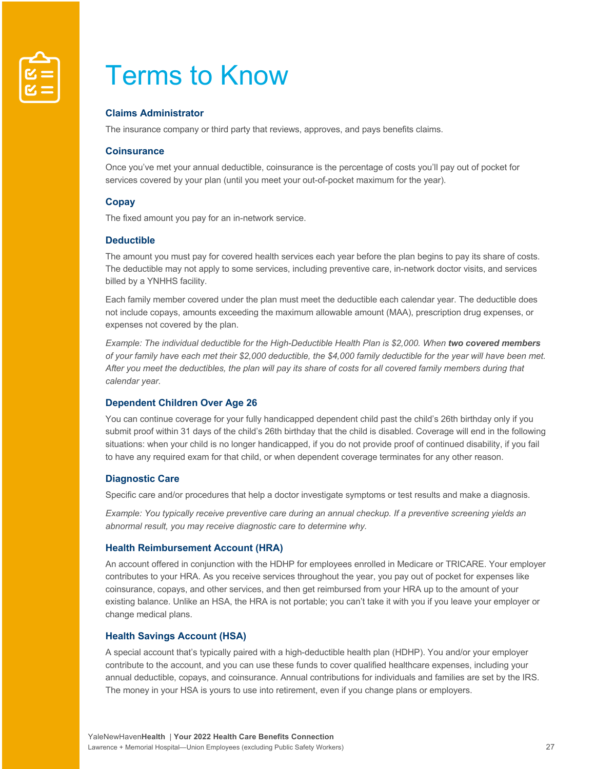# Terms to Know

### Claims Administrator

The insurance company or third party that reviews, approves, and pays benefits claims.

### Coinsurance

Once you've met your annual deductible, coinsurance is the percentage of costs you'll pay out of pocket for services covered by your plan (until you meet your out-of-pocket maximum for the year).

### Copay

The fixed amount you pay for an in-network service.

### Deductible

The amount you must pay for covered health services each year before the plan begins to pay its share of costs. The deductible may not apply to some services, including preventive care, in-network doctor visits, and services billed by a YNHHS facility.

Each family member covered under the plan must meet the deductible each calendar year. The deductible does not include copays, amounts exceeding the maximum allowable amount (MAA), prescription drug expenses, or expenses not covered by the plan.

*Example: The individual deductible for the High-Deductible Health Plan is $2,000. When **two covered members** of your family have each met their $2,000 deductible, the $4,000 family deductible for the year will have been met. After you meet the deductibles, the plan will pay its share of costs for all covered family members during that calendar year.*

### Dependent Children Over Age 26

You can continue coverage for your fully handicapped dependent child past the child's 26th birthday only if you submit proof within 31 days of the child's 26th birthday that the child is disabled. Coverage will end in the following situations: when your child is no longer handicapped, if you do not provide proof of continued disability, if you fail to have any required exam for that child, or when dependent coverage terminates for any other reason.

### Diagnostic Care

Specific care and/or procedures that help a doctor investigate symptoms or test results and make a diagnosis.

*Example: You typically receive preventive care during an annual checkup. If a preventive screening yields an abnormal result, you may receive diagnostic care to determine why.*

### Health Reimbursement Account (HRA)

An account offered in conjunction with the HDHP for employees enrolled in Medicare or TRICARE. Your employer contributes to your HRA. As you receive services throughout the year, you pay out of pocket for expenses like coinsurance, copays, and other services, and then get reimbursed from your HRA up to the amount of your existing balance. Unlike an HSA, the HRA is not portable; you can't take it with you if you leave your employer or change medical plans.

### Health Savings Account (HSA)

A special account that's typically paired with a high-deductible health plan (HDHP). You and/or your employer contribute to the account, and you can use these funds to cover qualified healthcare expenses, including your annual deductible, copays, and coinsurance. Annual contributions for individuals and families are set by the IRS. The money in your HSA is yours to use into retirement, even if you change plans or employers.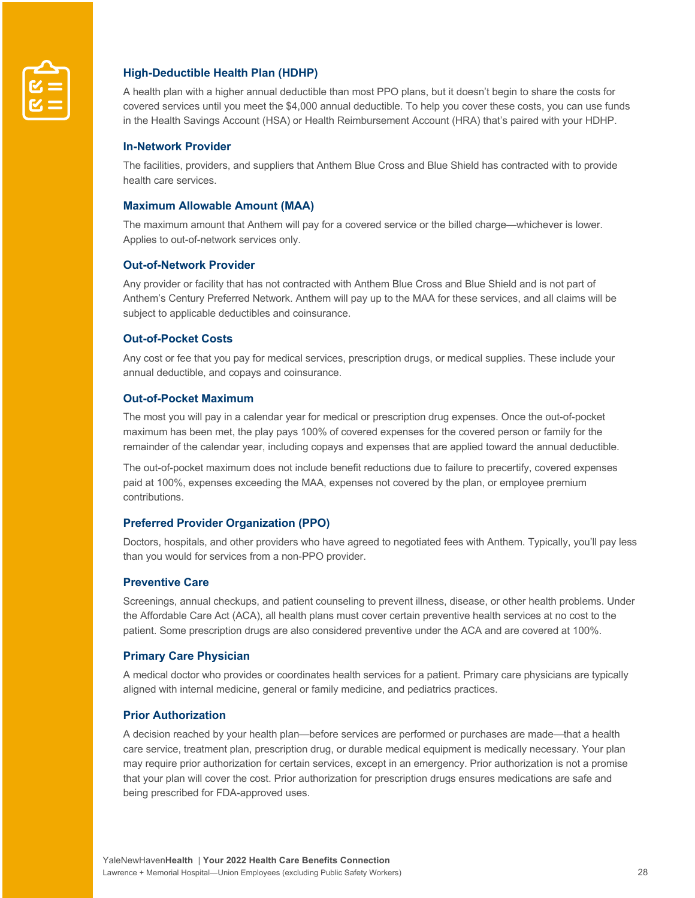### High-Deductible Health Plan (HDHP)

A health plan with a higher annual deductible than most PPO plans, but it doesn't begin to share the costs for covered services until you meet the $4,000 annual deductible. To help you cover these costs, you can use funds in the Health Savings Account (HSA) or Health Reimbursement Account (HRA) that's paired with your HDHP.

### In-Network Provider

The facilities, providers, and suppliers that Anthem Blue Cross and Blue Shield has contracted with to provide health care services.

### Maximum Allowable Amount (MAA)

The maximum amount that Anthem will pay for a covered service or the billed charge—whichever is lower. Applies to out-of-network services only.

### Out-of-Network Provider

Any provider or facility that has not contracted with Anthem Blue Cross and Blue Shield and is not part of Anthem's Century Preferred Network. Anthem will pay up to the MAA for these services, and all claims will be subject to applicable deductibles and coinsurance.

### Out-of-Pocket Costs

Any cost or fee that you pay for medical services, prescription drugs, or medical supplies. These include your annual deductible, and copays and coinsurance.

### Out-of-Pocket Maximum

The most you will pay in a calendar year for medical or prescription drug expenses. Once the out-of-pocket maximum has been met, the play pays 100% of covered expenses for the covered person or family for the remainder of the calendar year, including copays and expenses that are applied toward the annual deductible.

The out-of-pocket maximum does not include benefit reductions due to failure to precertify, covered expenses paid at 100%, expenses exceeding the MAA, expenses not covered by the plan, or employee premium contributions.

### Preferred Provider Organization (PPO)

Doctors, hospitals, and other providers who have agreed to negotiated fees with Anthem. Typically, you'll pay less than you would for services from a non-PPO provider.

### Preventive Care

Screenings, annual checkups, and patient counseling to prevent illness, disease, or other health problems. Under the Affordable Care Act (ACA), all health plans must cover certain preventive health services at no cost to the patient. Some prescription drugs are also considered preventive under the ACA and are covered at 100%.

### Primary Care Physician

A medical doctor who provides or coordinates health services for a patient. Primary care physicians are typically aligned with internal medicine, general or family medicine, and pediatrics practices.

### Prior Authorization

A decision reached by your health plan—before services are performed or purchases are made—that a health care service, treatment plan, prescription drug, or durable medical equipment is medically necessary. Your plan may require prior authorization for certain services, except in an emergency. Prior authorization is not a promise that your plan will cover the cost. Prior authorization for prescription drugs ensures medications are safe and being prescribed for FDA-approved uses.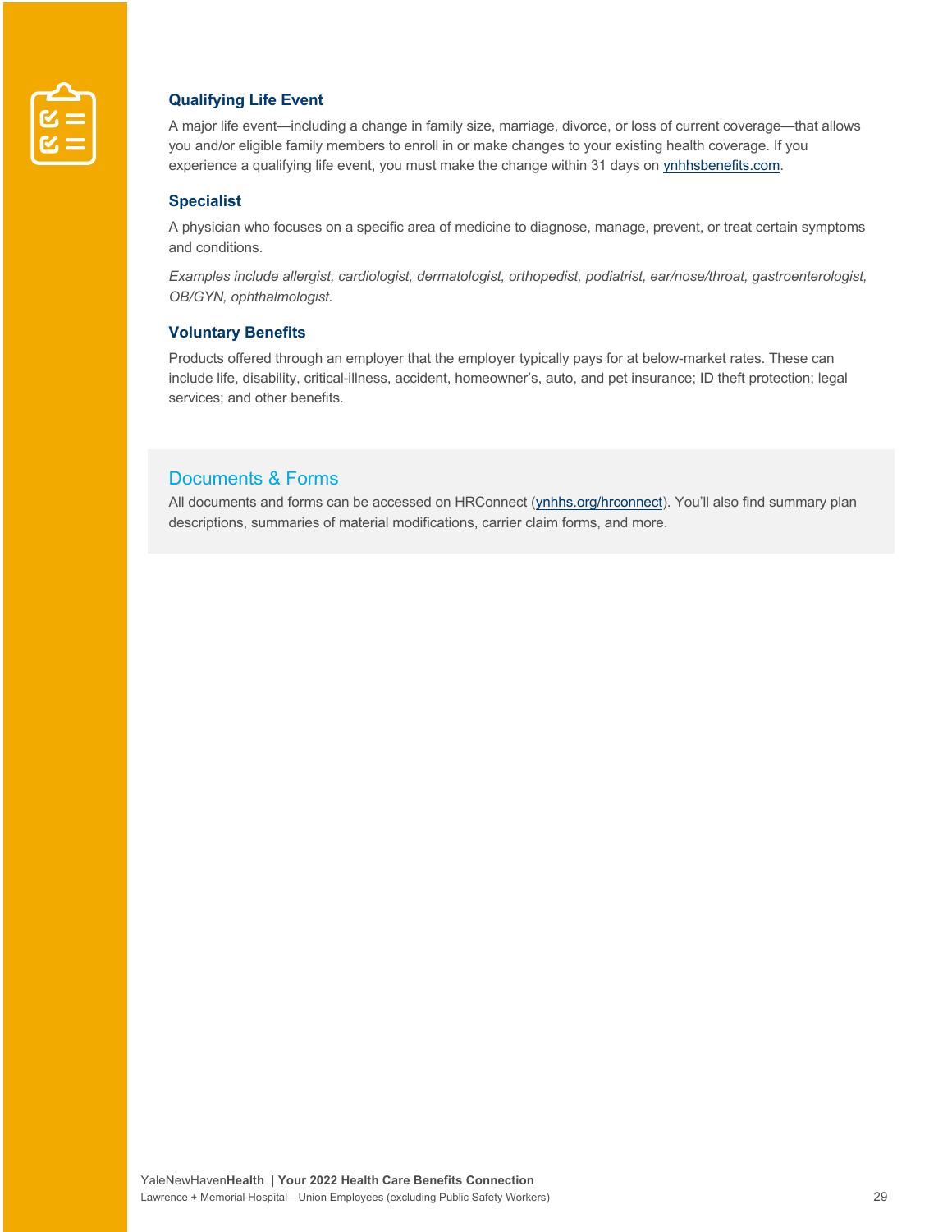### Qualifying Life Event

A major life event—including a change in family size, marriage, divorce, or loss of current coverage—that allows you and/or eligible family members to enroll in or make changes to your existing health coverage. If you experience a qualifying life event, you must make the change within 31 days on ynhhsbenefits.com.

### Specialist

A physician who focuses on a specific area of medicine to diagnose, manage, prevent, or treat certain symptoms and conditions.

*Examples include allergist, cardiologist, dermatologist, orthopedist, podiatrist, ear/nose/throat, gastroenterologist, OB/GYN, ophthalmologist.*

### Voluntary Benefits

Products offered through an employer that the employer typically pays for at below-market rates. These can include life, disability, critical-illness, accident, homeowner's, auto, and pet insurance; ID theft protection; legal services; and other benefits.

## Documents & Forms

All documents and forms can be accessed on HRConnect (ynhhs.org/hrconnect). You'll also find summary plan descriptions, summaries of material modifications, carrier claim forms, and more.